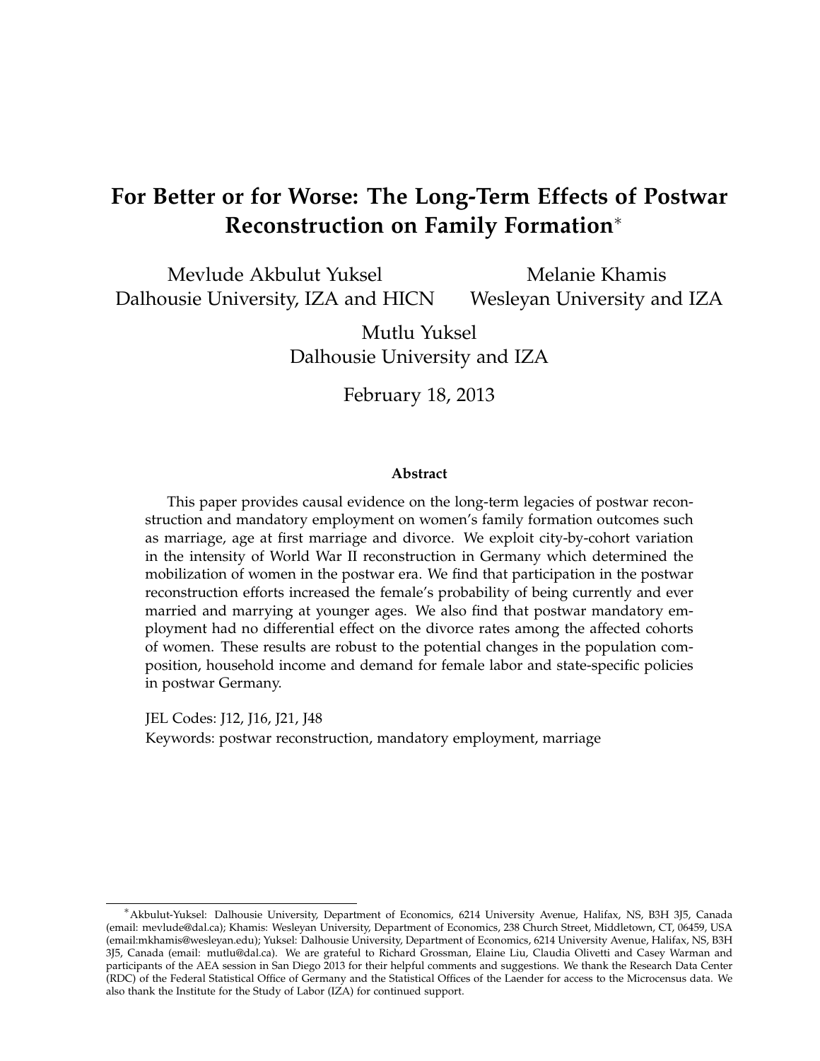# For Better or for Worse: The Long-Term Effects of Postwar Reconstruction on Family Formation*

Mevlude Akbulut Yuksel
Dalhousie University, IZA and HICN

Melanie Khamis
Wesleyan University and IZA

Mutlu Yuksel
Dalhousie University and IZA

February 18, 2013

### Abstract

This paper provides causal evidence on the long-term legacies of postwar reconstruction and mandatory employment on women's family formation outcomes such as marriage, age at first marriage and divorce. We exploit city-by-cohort variation in the intensity of World War II reconstruction in Germany which determined the mobilization of women in the postwar era. We find that participation in the postwar reconstruction efforts increased the female's probability of being currently and ever married and marrying at younger ages. We also find that postwar mandatory employment had no differential effect on the divorce rates among the affected cohorts of women. These results are robust to the potential changes in the population composition, household income and demand for female labor and state-specific policies in postwar Germany.

JEL Codes: J12, J16, J21, J48

Keywords: postwar reconstruction, mandatory employment, marriage

---

*Akbulut-Yuksel: Dalhousie University, Department of Economics, 6214 University Avenue, Halifax, NS, B3H 3J5, Canada (email: mevlude@dal.ca); Khamis: Wesleyan University, Department of Economics, 238 Church Street, Middletown, CT, 06459, USA (email:mkhamis@wesleyan.edu); Yuksel: Dalhousie University, Department of Economics, 6214 University Avenue, Halifax, NS, B3H 3J5, Canada (email: mutlu@dal.ca). We are grateful to Richard Grossman, Elaine Liu, Claudia Olivetti and Casey Warman and participants of the AEA session in San Diego 2013 for their helpful comments and suggestions. We thank the Research Data Center (RDC) of the Federal Statistical Office of Germany and the Statistical Offices of the Laender for access to the Microcensus data. We also thank the Institute for the Study of Labor (IZA) for continued support.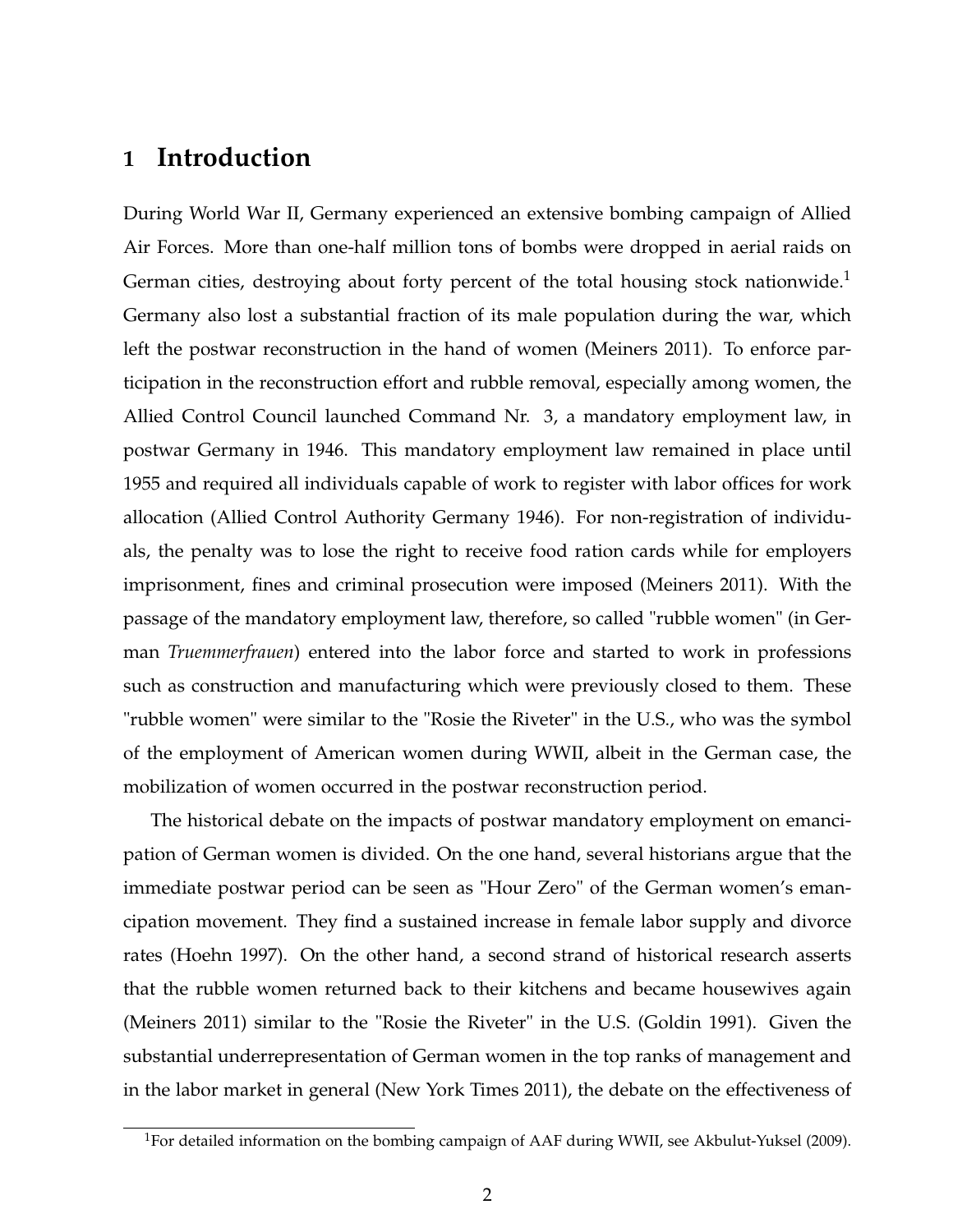# 1 Introduction

During World War II, Germany experienced an extensive bombing campaign of Allied Air Forces. More than one-half million tons of bombs were dropped in aerial raids on German cities, destroying about forty percent of the total housing stock nationwide.[1] Germany also lost a substantial fraction of its male population during the war, which left the postwar reconstruction in the hand of women (Meiners 2011). To enforce participation in the reconstruction effort and rubble removal, especially among women, the Allied Control Council launched Command Nr. 3, a mandatory employment law, in postwar Germany in 1946. This mandatory employment law remained in place until 1955 and required all individuals capable of work to register with labor offices for work allocation (Allied Control Authority Germany 1946). For non-registration of individuals, the penalty was to lose the right to receive food ration cards while for employers imprisonment, fines and criminal prosecution were imposed (Meiners 2011). With the passage of the mandatory employment law, therefore, so called "rubble women" (in German *Truemmerfrauen*) entered into the labor force and started to work in professions such as construction and manufacturing which were previously closed to them. These "rubble women" were similar to the "Rosie the Riveter" in the U.S., who was the symbol of the employment of American women during WWII, albeit in the German case, the mobilization of women occurred in the postwar reconstruction period.

The historical debate on the impacts of postwar mandatory employment on emancipation of German women is divided. On the one hand, several historians argue that the immediate postwar period can be seen as "Hour Zero" of the German women's emancipation movement. They find a sustained increase in female labor supply and divorce rates (Hoehn 1997). On the other hand, a second strand of historical research asserts that the rubble women returned back to their kitchens and became housewives again (Meiners 2011) similar to the "Rosie the Riveter" in the U.S. (Goldin 1991). Given the substantial underrepresentation of German women in the top ranks of management and in the labor market in general (New York Times 2011), the debate on the effectiveness of

[1] For detailed information on the bombing campaign of AAF during WWII, see Akbulut-Yuksel (2009).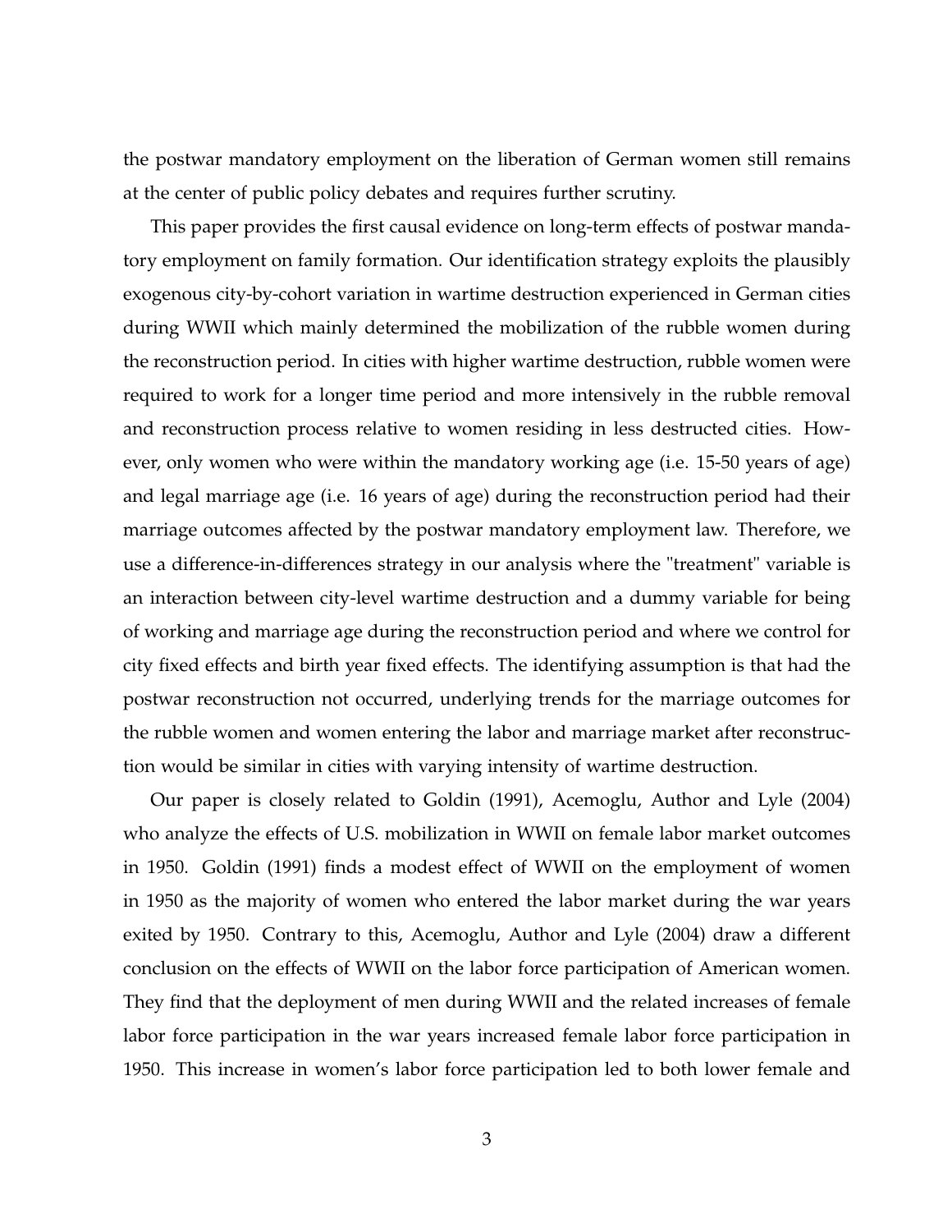the postwar mandatory employment on the liberation of German women still remains at the center of public policy debates and requires further scrutiny.

This paper provides the first causal evidence on long-term effects of postwar mandatory employment on family formation. Our identification strategy exploits the plausibly exogenous city-by-cohort variation in wartime destruction experienced in German cities during WWII which mainly determined the mobilization of the rubble women during the reconstruction period. In cities with higher wartime destruction, rubble women were required to work for a longer time period and more intensively in the rubble removal and reconstruction process relative to women residing in less destructed cities. However, only women who were within the mandatory working age (i.e. 15-50 years of age) and legal marriage age (i.e. 16 years of age) during the reconstruction period had their marriage outcomes affected by the postwar mandatory employment law. Therefore, we use a difference-in-differences strategy in our analysis where the "treatment" variable is an interaction between city-level wartime destruction and a dummy variable for being of working and marriage age during the reconstruction period and where we control for city fixed effects and birth year fixed effects. The identifying assumption is that had the postwar reconstruction not occurred, underlying trends for the marriage outcomes for the rubble women and women entering the labor and marriage market after reconstruction would be similar in cities with varying intensity of wartime destruction.

Our paper is closely related to Goldin (1991), Acemoglu, Author and Lyle (2004) who analyze the effects of U.S. mobilization in WWII on female labor market outcomes in 1950. Goldin (1991) finds a modest effect of WWII on the employment of women in 1950 as the majority of women who entered the labor market during the war years exited by 1950. Contrary to this, Acemoglu, Author and Lyle (2004) draw a different conclusion on the effects of WWII on the labor force participation of American women. They find that the deployment of men during WWII and the related increases of female labor force participation in the war years increased female labor force participation in 1950. This increase in women's labor force participation led to both lower female and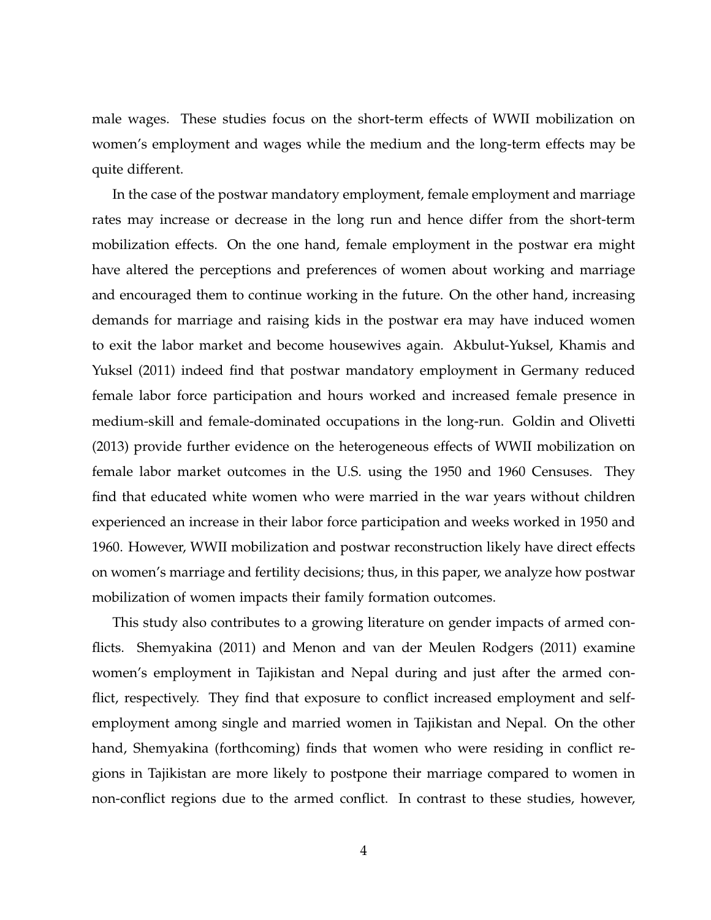male wages. These studies focus on the short-term effects of WWII mobilization on women's employment and wages while the medium and the long-term effects may be quite different.

In the case of the postwar mandatory employment, female employment and marriage rates may increase or decrease in the long run and hence differ from the short-term mobilization effects. On the one hand, female employment in the postwar era might have altered the perceptions and preferences of women about working and marriage and encouraged them to continue working in the future. On the other hand, increasing demands for marriage and raising kids in the postwar era may have induced women to exit the labor market and become housewives again. Akbulut-Yuksel, Khamis and Yuksel (2011) indeed find that postwar mandatory employment in Germany reduced female labor force participation and hours worked and increased female presence in medium-skill and female-dominated occupations in the long-run. Goldin and Olivetti (2013) provide further evidence on the heterogeneous effects of WWII mobilization on female labor market outcomes in the U.S. using the 1950 and 1960 Censuses. They find that educated white women who were married in the war years without children experienced an increase in their labor force participation and weeks worked in 1950 and 1960. However, WWII mobilization and postwar reconstruction likely have direct effects on women's marriage and fertility decisions; thus, in this paper, we analyze how postwar mobilization of women impacts their family formation outcomes.

This study also contributes to a growing literature on gender impacts of armed conflicts. Shemyakina (2011) and Menon and van der Meulen Rodgers (2011) examine women's employment in Tajikistan and Nepal during and just after the armed conflict, respectively. They find that exposure to conflict increased employment and self-employment among single and married women in Tajikistan and Nepal. On the other hand, Shemyakina (forthcoming) finds that women who were residing in conflict regions in Tajikistan are more likely to postpone their marriage compared to women in non-conflict regions due to the armed conflict. In contrast to these studies, however,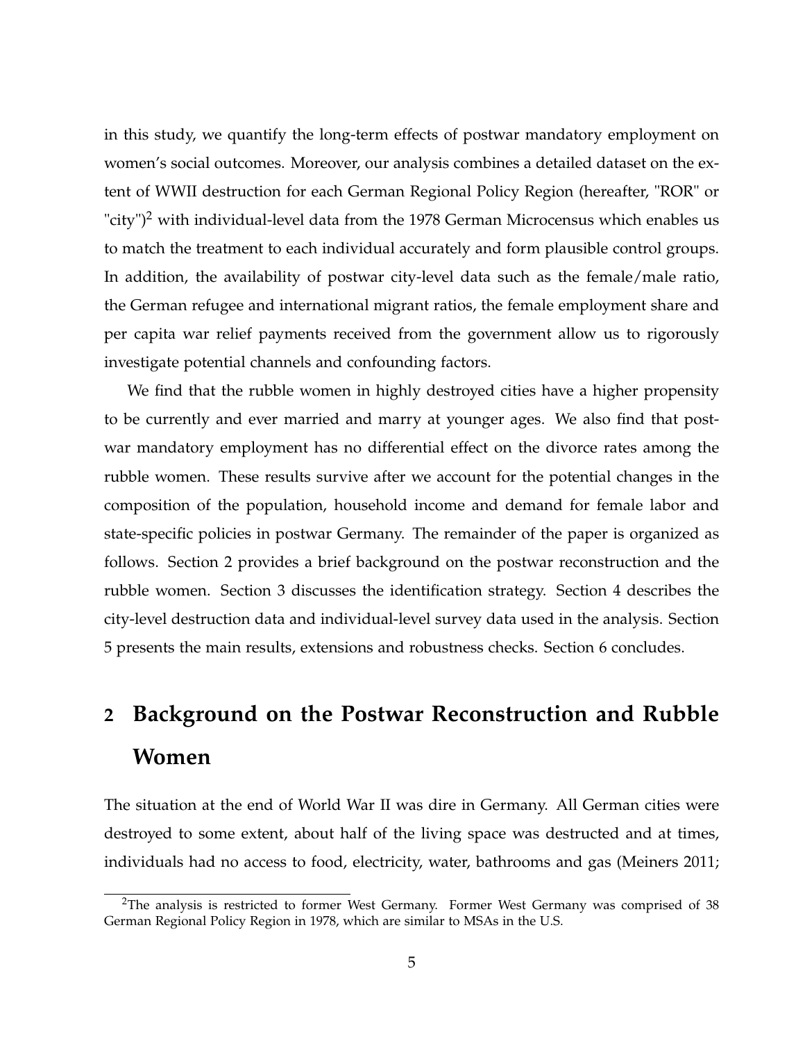in this study, we quantify the long-term effects of postwar mandatory employment on women's social outcomes. Moreover, our analysis combines a detailed dataset on the extent of WWII destruction for each German Regional Policy Region (hereafter, "ROR" or "city")[2] with individual-level data from the 1978 German Microcensus which enables us to match the treatment to each individual accurately and form plausible control groups. In addition, the availability of postwar city-level data such as the female/male ratio, the German refugee and international migrant ratios, the female employment share and per capita war relief payments received from the government allow us to rigorously investigate potential channels and confounding factors.

We find that the rubble women in highly destroyed cities have a higher propensity to be currently and ever married and marry at younger ages. We also find that postwar mandatory employment has no differential effect on the divorce rates among the rubble women. These results survive after we account for the potential changes in the composition of the population, household income and demand for female labor and state-specific policies in postwar Germany. The remainder of the paper is organized as follows. Section 2 provides a brief background on the postwar reconstruction and the rubble women. Section 3 discusses the identification strategy. Section 4 describes the city-level destruction data and individual-level survey data used in the analysis. Section 5 presents the main results, extensions and robustness checks. Section 6 concludes.

# 2 Background on the Postwar Reconstruction and Rubble Women

The situation at the end of World War II was dire in Germany. All German cities were destroyed to some extent, about half of the living space was destructed and at times, individuals had no access to food, electricity, water, bathrooms and gas (Meiners 2011;

[2] The analysis is restricted to former West Germany. Former West Germany was comprised of 38 German Regional Policy Region in 1978, which are similar to MSAs in the U.S.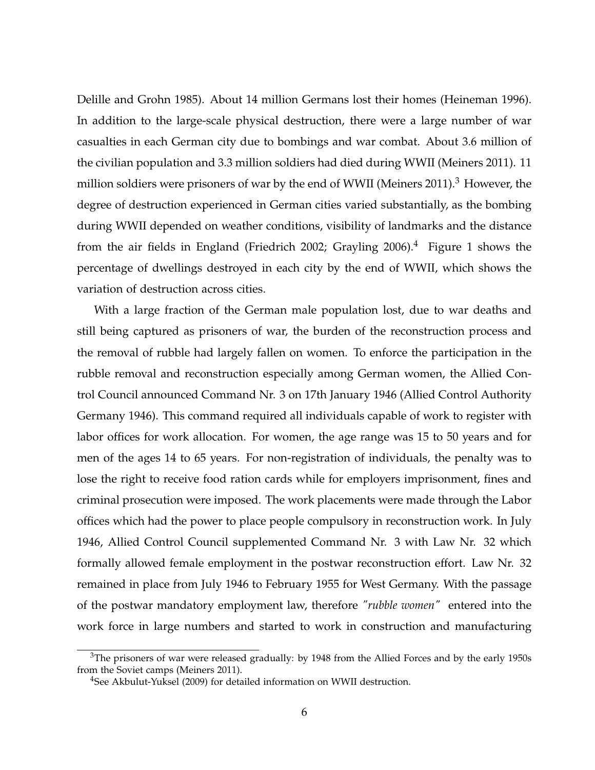Delille and Grohn 1985). About 14 million Germans lost their homes (Heineman 1996). In addition to the large-scale physical destruction, there were a large number of war casualties in each German city due to bombings and war combat. About 3.6 million of the civilian population and 3.3 million soldiers had died during WWII (Meiners 2011). 11 million soldiers were prisoners of war by the end of WWII (Meiners 2011).[3] However, the degree of destruction experienced in German cities varied substantially, as the bombing during WWII depended on weather conditions, visibility of landmarks and the distance from the air fields in England (Friedrich 2002; Grayling 2006).[4] Figure 1 shows the percentage of dwellings destroyed in each city by the end of WWII, which shows the variation of destruction across cities.

With a large fraction of the German male population lost, due to war deaths and still being captured as prisoners of war, the burden of the reconstruction process and the removal of rubble had largely fallen on women. To enforce the participation in the rubble removal and reconstruction especially among German women, the Allied Control Council announced Command Nr. 3 on 17th January 1946 (Allied Control Authority Germany 1946). This command required all individuals capable of work to register with labor offices for work allocation. For women, the age range was 15 to 50 years and for men of the ages 14 to 65 years. For non-registration of individuals, the penalty was to lose the right to receive food ration cards while for employers imprisonment, fines and criminal prosecution were imposed. The work placements were made through the Labor offices which had the power to place people compulsory in reconstruction work. In July 1946, Allied Control Council supplemented Command Nr. 3 with Law Nr. 32 which formally allowed female employment in the postwar reconstruction effort. Law Nr. 32 remained in place from July 1946 to February 1955 for West Germany. With the passage of the postwar mandatory employment law, therefore *"rubble women"* entered into the work force in large numbers and started to work in construction and manufacturing

[3] The prisoners of war were released gradually: by 1948 from the Allied Forces and by the early 1950s from the Soviet camps (Meiners 2011).

[4] See Akbulut-Yuksel (2009) for detailed information on WWII destruction.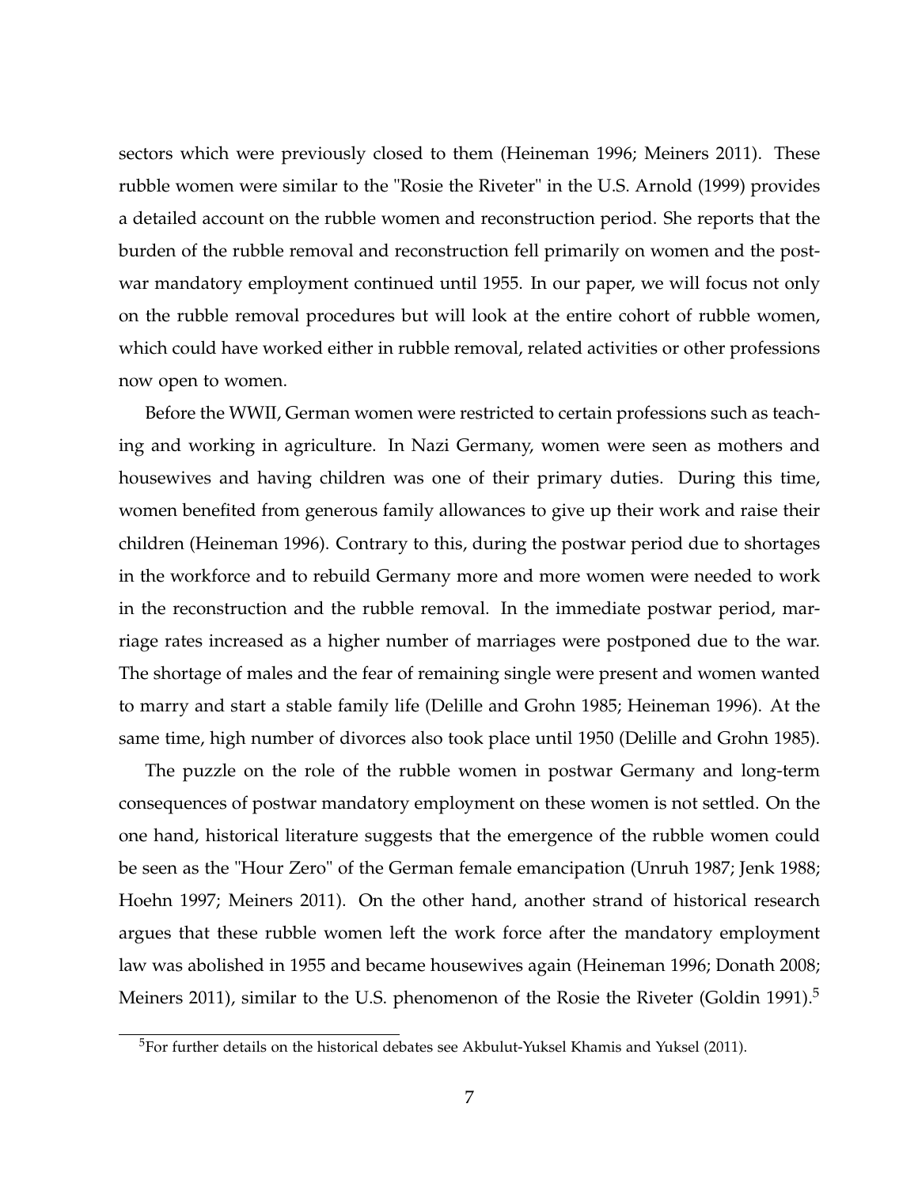sectors which were previously closed to them (Heineman 1996; Meiners 2011). These rubble women were similar to the "Rosie the Riveter" in the U.S. Arnold (1999) provides a detailed account on the rubble women and reconstruction period. She reports that the burden of the rubble removal and reconstruction fell primarily on women and the post-war mandatory employment continued until 1955. In our paper, we will focus not only on the rubble removal procedures but will look at the entire cohort of rubble women, which could have worked either in rubble removal, related activities or other professions now open to women.

Before the WWII, German women were restricted to certain professions such as teaching and working in agriculture. In Nazi Germany, women were seen as mothers and housewives and having children was one of their primary duties. During this time, women benefited from generous family allowances to give up their work and raise their children (Heineman 1996). Contrary to this, during the postwar period due to shortages in the workforce and to rebuild Germany more and more women were needed to work in the reconstruction and the rubble removal. In the immediate postwar period, marriage rates increased as a higher number of marriages were postponed due to the war. The shortage of males and the fear of remaining single were present and women wanted to marry and start a stable family life (Delille and Grohn 1985; Heineman 1996). At the same time, high number of divorces also took place until 1950 (Delille and Grohn 1985).

The puzzle on the role of the rubble women in postwar Germany and long-term consequences of postwar mandatory employment on these women is not settled. On the one hand, historical literature suggests that the emergence of the rubble women could be seen as the "Hour Zero" of the German female emancipation (Unruh 1987; Jenk 1988; Hoehn 1997; Meiners 2011). On the other hand, another strand of historical research argues that these rubble women left the work force after the mandatory employment law was abolished in 1955 and became housewives again (Heineman 1996; Donath 2008; Meiners 2011), similar to the U.S. phenomenon of the Rosie the Riveter (Goldin 1991).[5]

[5]For further details on the historical debates see Akbulut-Yuksel Khamis and Yuksel (2011).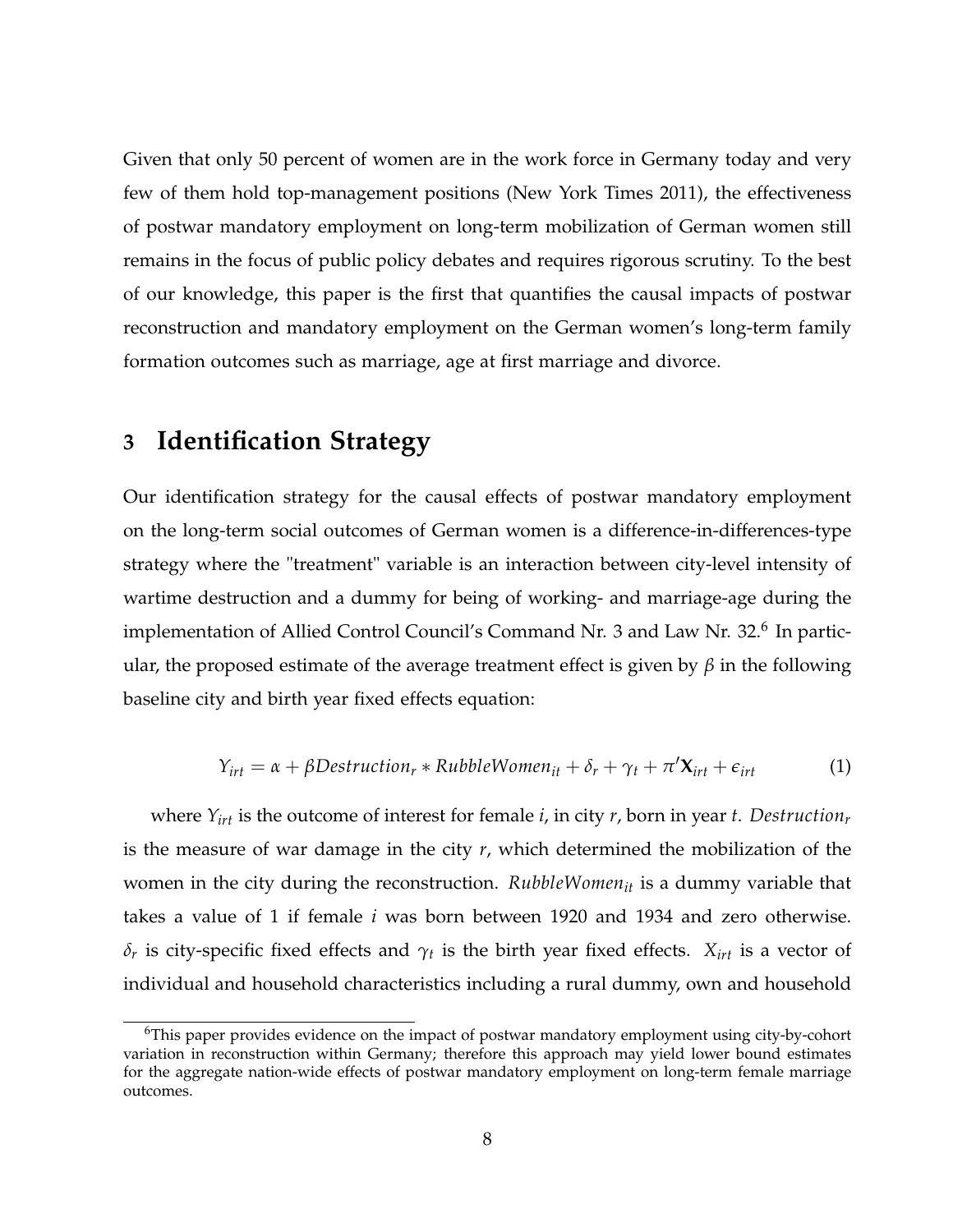Given that only 50 percent of women are in the work force in Germany today and very few of them hold top-management positions (New York Times 2011), the effectiveness of postwar mandatory employment on long-term mobilization of German women still remains in the focus of public policy debates and requires rigorous scrutiny. To the best of our knowledge, this paper is the first that quantifies the causal impacts of postwar reconstruction and mandatory employment on the German women's long-term family formation outcomes such as marriage, age at first marriage and divorce.

## 3 Identification Strategy

Our identification strategy for the causal effects of postwar mandatory employment on the long-term social outcomes of German women is a difference-in-differences-type strategy where the "treatment" variable is an interaction between city-level intensity of wartime destruction and a dummy for being of working- and marriage-age during the implementation of Allied Control Council's Command Nr. 3 and Law Nr. 32.[6] In particular, the proposed estimate of the average treatment effect is given by $\beta$ in the following baseline city and birth year fixed effects equation:

$$Y_{irt} = \alpha + \beta Destruction_r * RubbleWomen_{it} + \delta_r + \gamma_t + \pi' \mathbf{X}_{irt} + \epsilon_{irt} \tag{1}$$

where $Y_{irt}$ is the outcome of interest for female $i$, in city $r$, born in year $t$. $Destruction_r$ is the measure of war damage in the city $r$, which determined the mobilization of the women in the city during the reconstruction. $RubbleWomen_{it}$ is a dummy variable that takes a value of 1 if female $i$ was born between 1920 and 1934 and zero otherwise. $\delta_r$ is city-specific fixed effects and $\gamma_t$ is the birth year fixed effects. $X_{irt}$ is a vector of individual and household characteristics including a rural dummy, own and household

[6] This paper provides evidence on the impact of postwar mandatory employment using city-by-cohort variation in reconstruction within Germany; therefore this approach may yield lower bound estimates for the aggregate nation-wide effects of postwar mandatory employment on long-term female marriage outcomes.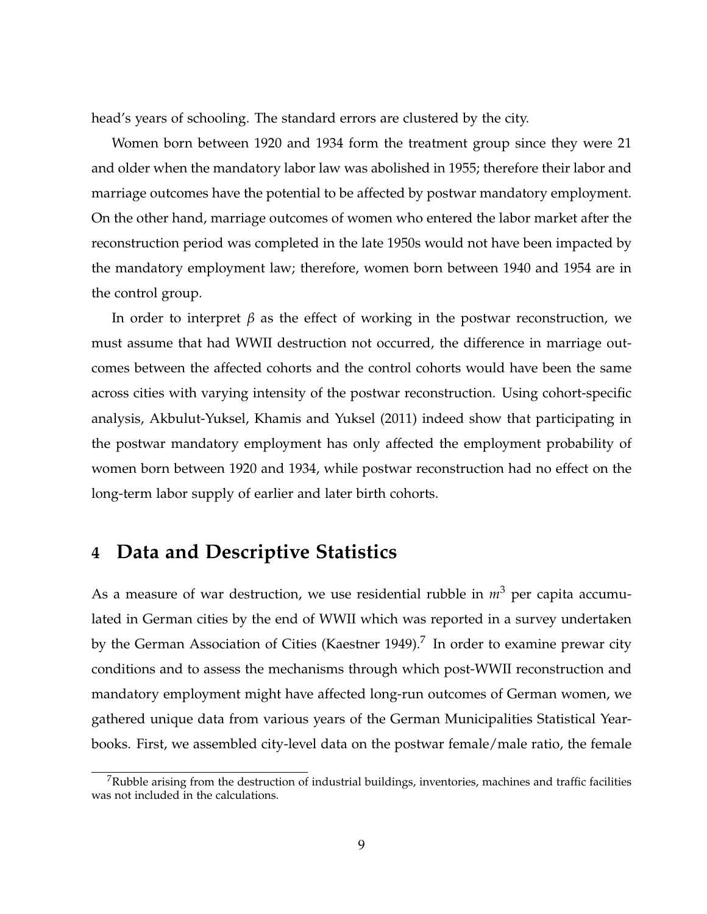head's years of schooling. The standard errors are clustered by the city.

Women born between 1920 and 1934 form the treatment group since they were 21 and older when the mandatory labor law was abolished in 1955; therefore their labor and marriage outcomes have the potential to be affected by postwar mandatory employment. On the other hand, marriage outcomes of women who entered the labor market after the reconstruction period was completed in the late 1950s would not have been impacted by the mandatory employment law; therefore, women born between 1940 and 1954 are in the control group.

In order to interpret $\beta$ as the effect of working in the postwar reconstruction, we must assume that had WWII destruction not occurred, the difference in marriage outcomes between the affected cohorts and the control cohorts would have been the same across cities with varying intensity of the postwar reconstruction. Using cohort-specific analysis, Akbulut-Yuksel, Khamis and Yuksel (2011) indeed show that participating in the postwar mandatory employment has only affected the employment probability of women born between 1920 and 1934, while postwar reconstruction had no effect on the long-term labor supply of earlier and later birth cohorts.

## 4 Data and Descriptive Statistics

As a measure of war destruction, we use residential rubble in $m^3$ per capita accumulated in German cities by the end of WWII which was reported in a survey undertaken by the German Association of Cities (Kaestner 1949).[7] In order to examine prewar city conditions and to assess the mechanisms through which post-WWII reconstruction and mandatory employment might have affected long-run outcomes of German women, we gathered unique data from various years of the German Municipalities Statistical Yearbooks. First, we assembled city-level data on the postwar female/male ratio, the female

[7] Rubble arising from the destruction of industrial buildings, inventories, machines and traffic facilities was not included in the calculations.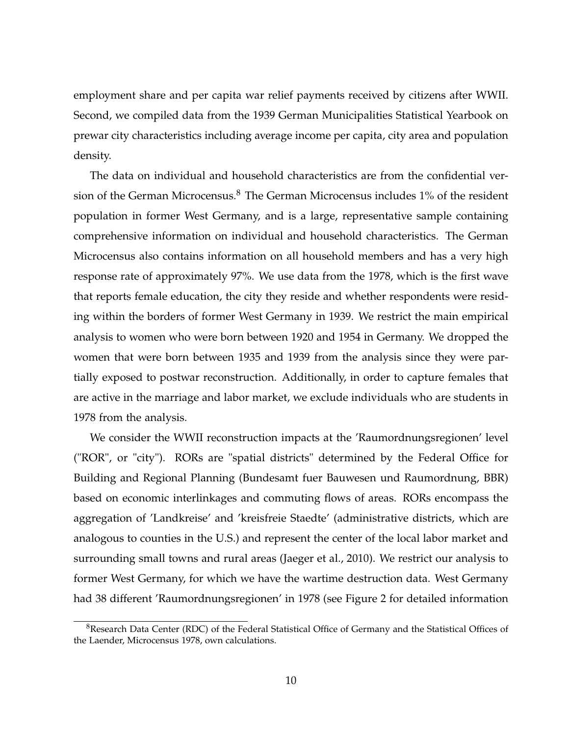employment share and per capita war relief payments received by citizens after WWII. Second, we compiled data from the 1939 German Municipalities Statistical Yearbook on prewar city characteristics including average income per capita, city area and population density.

The data on individual and household characteristics are from the confidential version of the German Microcensus.[8] The German Microcensus includes 1% of the resident population in former West Germany, and is a large, representative sample containing comprehensive information on individual and household characteristics. The German Microcensus also contains information on all household members and has a very high response rate of approximately 97%. We use data from the 1978, which is the first wave that reports female education, the city they reside and whether respondents were residing within the borders of former West Germany in 1939. We restrict the main empirical analysis to women who were born between 1920 and 1954 in Germany. We dropped the women that were born between 1935 and 1939 from the analysis since they were partially exposed to postwar reconstruction. Additionally, in order to capture females that are active in the marriage and labor market, we exclude individuals who are students in 1978 from the analysis.

We consider the WWII reconstruction impacts at the 'Raumordnungsregionen' level ("ROR", or "city"). RORs are "spatial districts" determined by the Federal Office for Building and Regional Planning (Bundesamt fuer Bauwesen und Raumordnung, BBR) based on economic interlinkages and commuting flows of areas. RORs encompass the aggregation of 'Landkreise' and 'kreisfreie Staedte' (administrative districts, which are analogous to counties in the U.S.) and represent the center of the local labor market and surrounding small towns and rural areas (Jaeger et al., 2010). We restrict our analysis to former West Germany, for which we have the wartime destruction data. West Germany had 38 different 'Raumordnungsregionen' in 1978 (see Figure 2 for detailed information

[8] Research Data Center (RDC) of the Federal Statistical Office of Germany and the Statistical Offices of the Laender, Microcensus 1978, own calculations.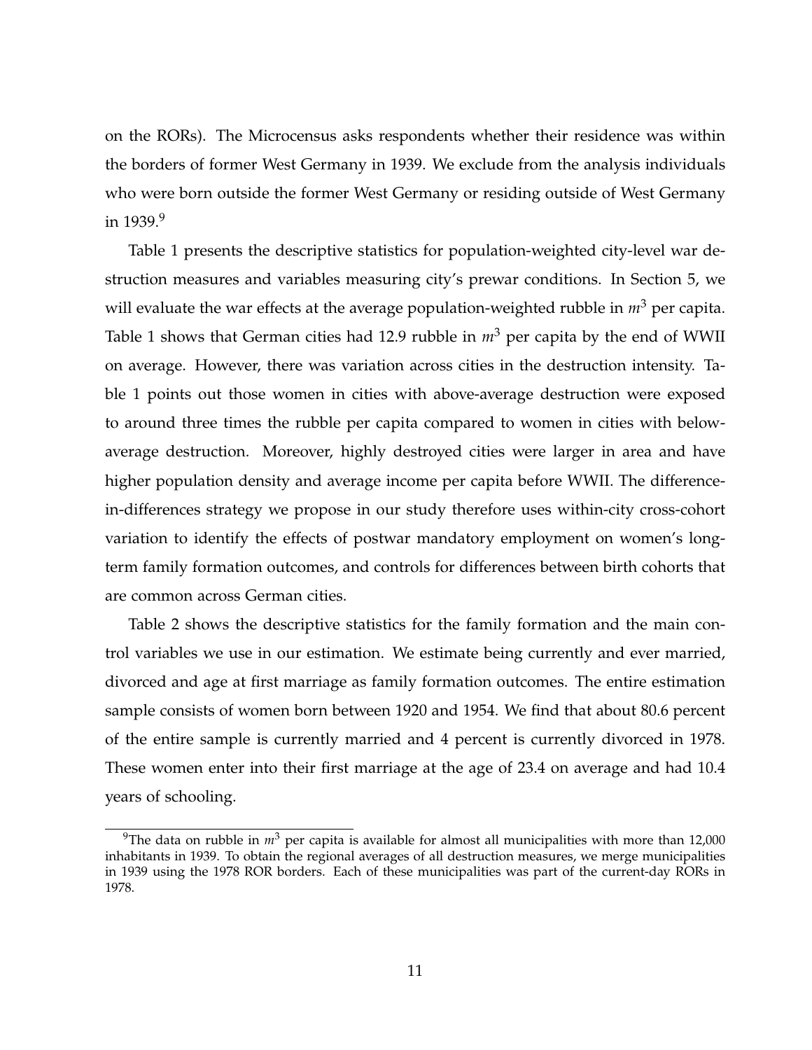on the RORs). The Microcensus asks respondents whether their residence was within the borders of former West Germany in 1939. We exclude from the analysis individuals who were born outside the former West Germany or residing outside of West Germany in 1939.[9]

Table 1 presents the descriptive statistics for population-weighted city-level war destruction measures and variables measuring city's prewar conditions. In Section 5, we will evaluate the war effects at the average population-weighted rubble in $m^3$ per capita. Table 1 shows that German cities had 12.9 rubble in $m^3$ per capita by the end of WWII on average. However, there was variation across cities in the destruction intensity. Table 1 points out those women in cities with above-average destruction were exposed to around three times the rubble per capita compared to women in cities with below-average destruction. Moreover, highly destroyed cities were larger in area and have higher population density and average income per capita before WWII. The difference-in-differences strategy we propose in our study therefore uses within-city cross-cohort variation to identify the effects of postwar mandatory employment on women's long-term family formation outcomes, and controls for differences between birth cohorts that are common across German cities.

Table 2 shows the descriptive statistics for the family formation and the main control variables we use in our estimation. We estimate being currently and ever married, divorced and age at first marriage as family formation outcomes. The entire estimation sample consists of women born between 1920 and 1954. We find that about 80.6 percent of the entire sample is currently married and 4 percent is currently divorced in 1978. These women enter into their first marriage at the age of 23.4 on average and had 10.4 years of schooling.

[9]The data on rubble in $m^3$ per capita is available for almost all municipalities with more than 12,000 inhabitants in 1939. To obtain the regional averages of all destruction measures, we merge municipalities in 1939 using the 1978 ROR borders. Each of these municipalities was part of the current-day RORs in 1978.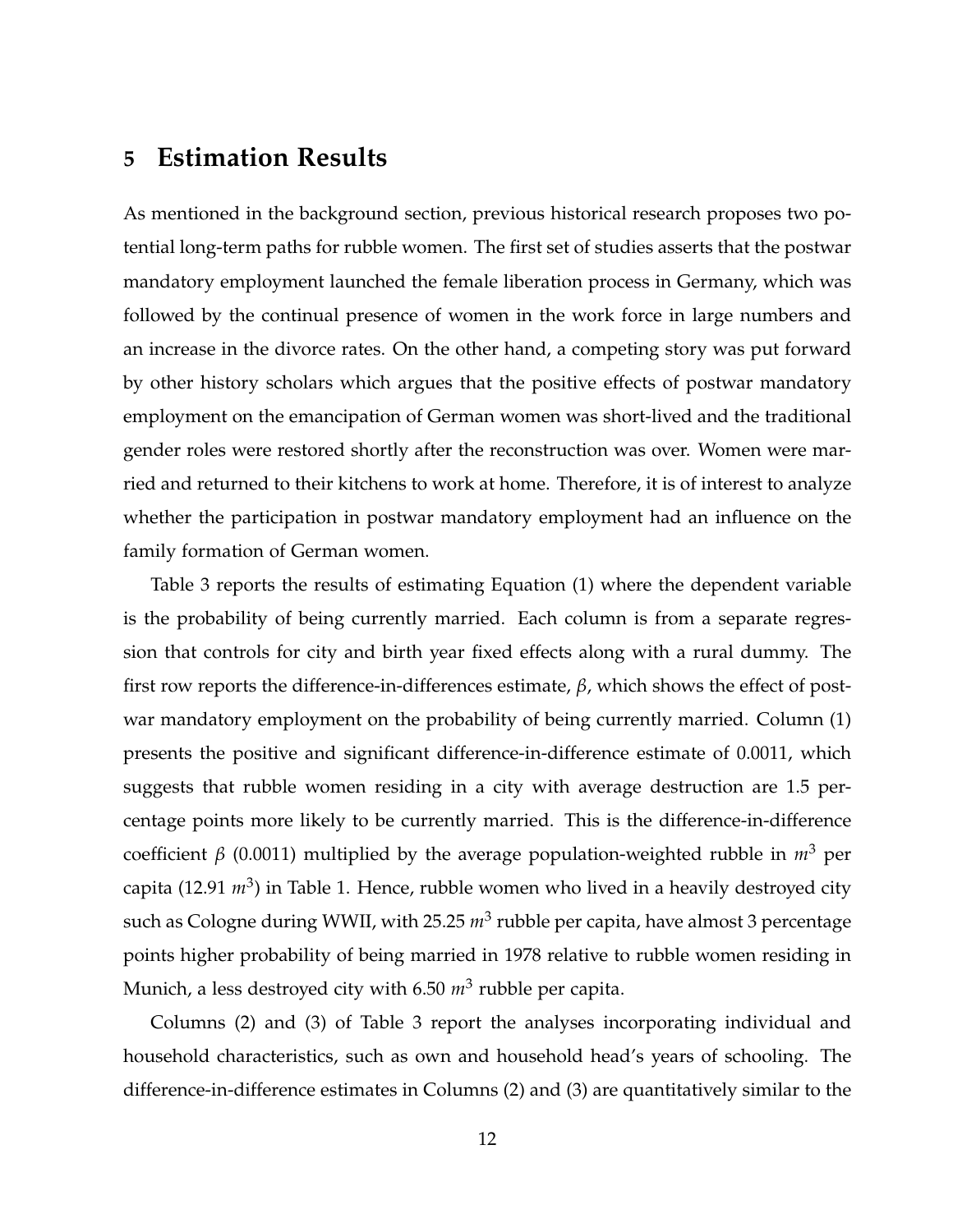## 5 Estimation Results

As mentioned in the background section, previous historical research proposes two potential long-term paths for rubble women. The first set of studies asserts that the postwar mandatory employment launched the female liberation process in Germany, which was followed by the continual presence of women in the work force in large numbers and an increase in the divorce rates. On the other hand, a competing story was put forward by other history scholars which argues that the positive effects of postwar mandatory employment on the emancipation of German women was short-lived and the traditional gender roles were restored shortly after the reconstruction was over. Women were married and returned to their kitchens to work at home. Therefore, it is of interest to analyze whether the participation in postwar mandatory employment had an influence on the family formation of German women.

Table 3 reports the results of estimating Equation (1) where the dependent variable is the probability of being currently married. Each column is from a separate regression that controls for city and birth year fixed effects along with a rural dummy. The first row reports the difference-in-differences estimate, $\beta$, which shows the effect of postwar mandatory employment on the probability of being currently married. Column (1) presents the positive and significant difference-in-difference estimate of 0.0011, which suggests that rubble women residing in a city with average destruction are 1.5 percentage points more likely to be currently married. This is the difference-in-difference coefficient $\beta$ (0.0011) multiplied by the average population-weighted rubble in $m^3$ per capita (12.91 $m^3$) in Table 1. Hence, rubble women who lived in a heavily destroyed city such as Cologne during WWII, with 25.25 $m^3$ rubble per capita, have almost 3 percentage points higher probability of being married in 1978 relative to rubble women residing in Munich, a less destroyed city with 6.50 $m^3$ rubble per capita.

Columns (2) and (3) of Table 3 report the analyses incorporating individual and household characteristics, such as own and household head's years of schooling. The difference-in-difference estimates in Columns (2) and (3) are quantitatively similar to the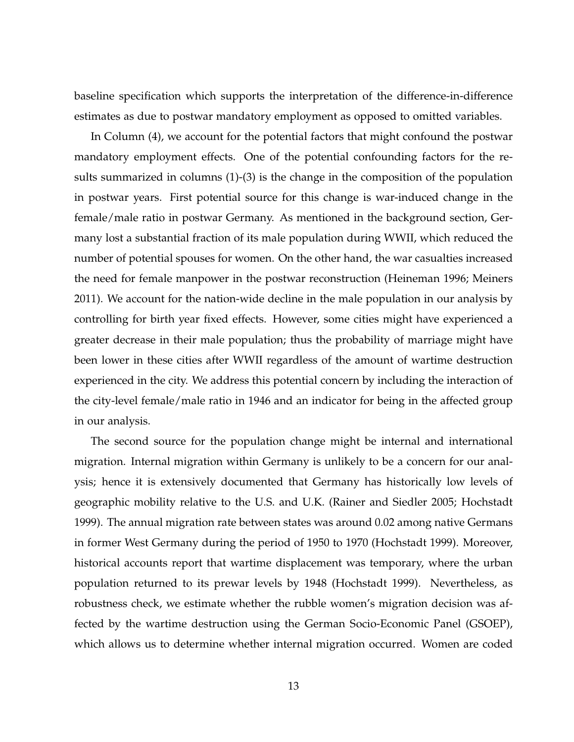baseline specification which supports the interpretation of the difference-in-difference estimates as due to postwar mandatory employment as opposed to omitted variables.

In Column (4), we account for the potential factors that might confound the postwar mandatory employment effects. One of the potential confounding factors for the results summarized in columns (1)-(3) is the change in the composition of the population in postwar years. First potential source for this change is war-induced change in the female/male ratio in postwar Germany. As mentioned in the background section, Germany lost a substantial fraction of its male population during WWII, which reduced the number of potential spouses for women. On the other hand, the war casualties increased the need for female manpower in the postwar reconstruction (Heineman 1996; Meiners 2011). We account for the nation-wide decline in the male population in our analysis by controlling for birth year fixed effects. However, some cities might have experienced a greater decrease in their male population; thus the probability of marriage might have been lower in these cities after WWII regardless of the amount of wartime destruction experienced in the city. We address this potential concern by including the interaction of the city-level female/male ratio in 1946 and an indicator for being in the affected group in our analysis.

The second source for the population change might be internal and international migration. Internal migration within Germany is unlikely to be a concern for our analysis; hence it is extensively documented that Germany has historically low levels of geographic mobility relative to the U.S. and U.K. (Rainer and Siedler 2005; Hochstadt 1999). The annual migration rate between states was around 0.02 among native Germans in former West Germany during the period of 1950 to 1970 (Hochstadt 1999). Moreover, historical accounts report that wartime displacement was temporary, where the urban population returned to its prewar levels by 1948 (Hochstadt 1999). Nevertheless, as robustness check, we estimate whether the rubble women's migration decision was affected by the wartime destruction using the German Socio-Economic Panel (GSOEP), which allows us to determine whether internal migration occurred. Women are coded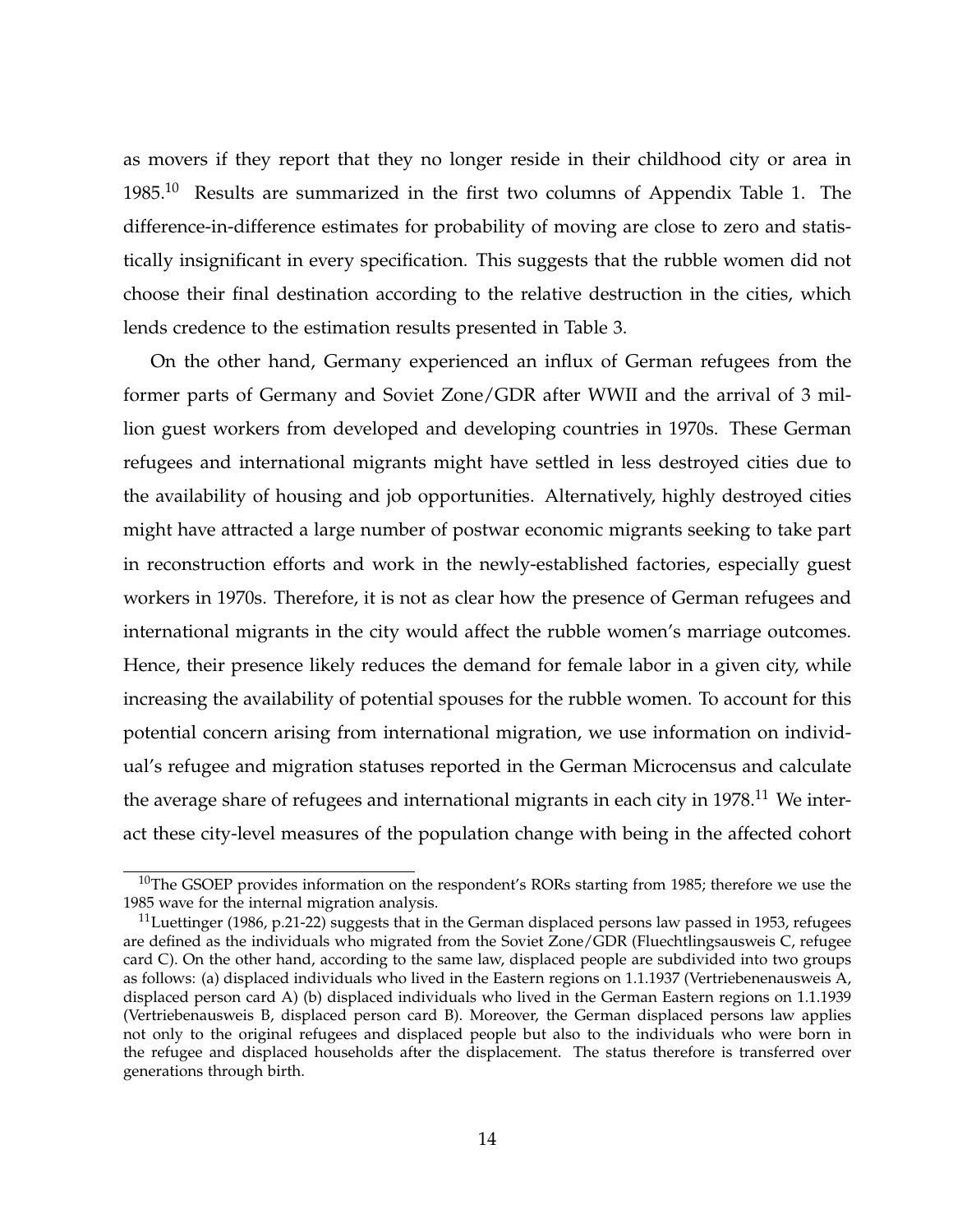as movers if they report that they no longer reside in their childhood city or area in 1985.[10] Results are summarized in the first two columns of Appendix Table 1. The difference-in-difference estimates for probability of moving are close to zero and statistically insignificant in every specification. This suggests that the rubble women did not choose their final destination according to the relative destruction in the cities, which lends credence to the estimation results presented in Table 3.

On the other hand, Germany experienced an influx of German refugees from the former parts of Germany and Soviet Zone/GDR after WWII and the arrival of 3 million guest workers from developed and developing countries in 1970s. These German refugees and international migrants might have settled in less destroyed cities due to the availability of housing and job opportunities. Alternatively, highly destroyed cities might have attracted a large number of postwar economic migrants seeking to take part in reconstruction efforts and work in the newly-established factories, especially guest workers in 1970s. Therefore, it is not as clear how the presence of German refugees and international migrants in the city would affect the rubble women's marriage outcomes. Hence, their presence likely reduces the demand for female labor in a given city, while increasing the availability of potential spouses for the rubble women. To account for this potential concern arising from international migration, we use information on individual's refugee and migration statuses reported in the German Microcensus and calculate the average share of refugees and international migrants in each city in 1978.[11] We interact these city-level measures of the population change with being in the affected cohort

[10] The GSOEP provides information on the respondent's RORs starting from 1985; therefore we use the 1985 wave for the internal migration analysis.

[11] Luettinger (1986, p.21-22) suggests that in the German displaced persons law passed in 1953, refugees are defined as the individuals who migrated from the Soviet Zone/GDR (Fluechtlingsausweis C, refugee card C). On the other hand, according to the same law, displaced people are subdivided into two groups as follows: (a) displaced individuals who lived in the Eastern regions on 1.1.1937 (Vertriebenenausweis A, displaced person card A) (b) displaced individuals who lived in the German Eastern regions on 1.1.1939 (Vertriebenausweis B, displaced person card B). Moreover, the German displaced persons law applies not only to the original refugees and displaced people but also to the individuals who were born in the refugee and displaced households after the displacement. The status therefore is transferred over generations through birth.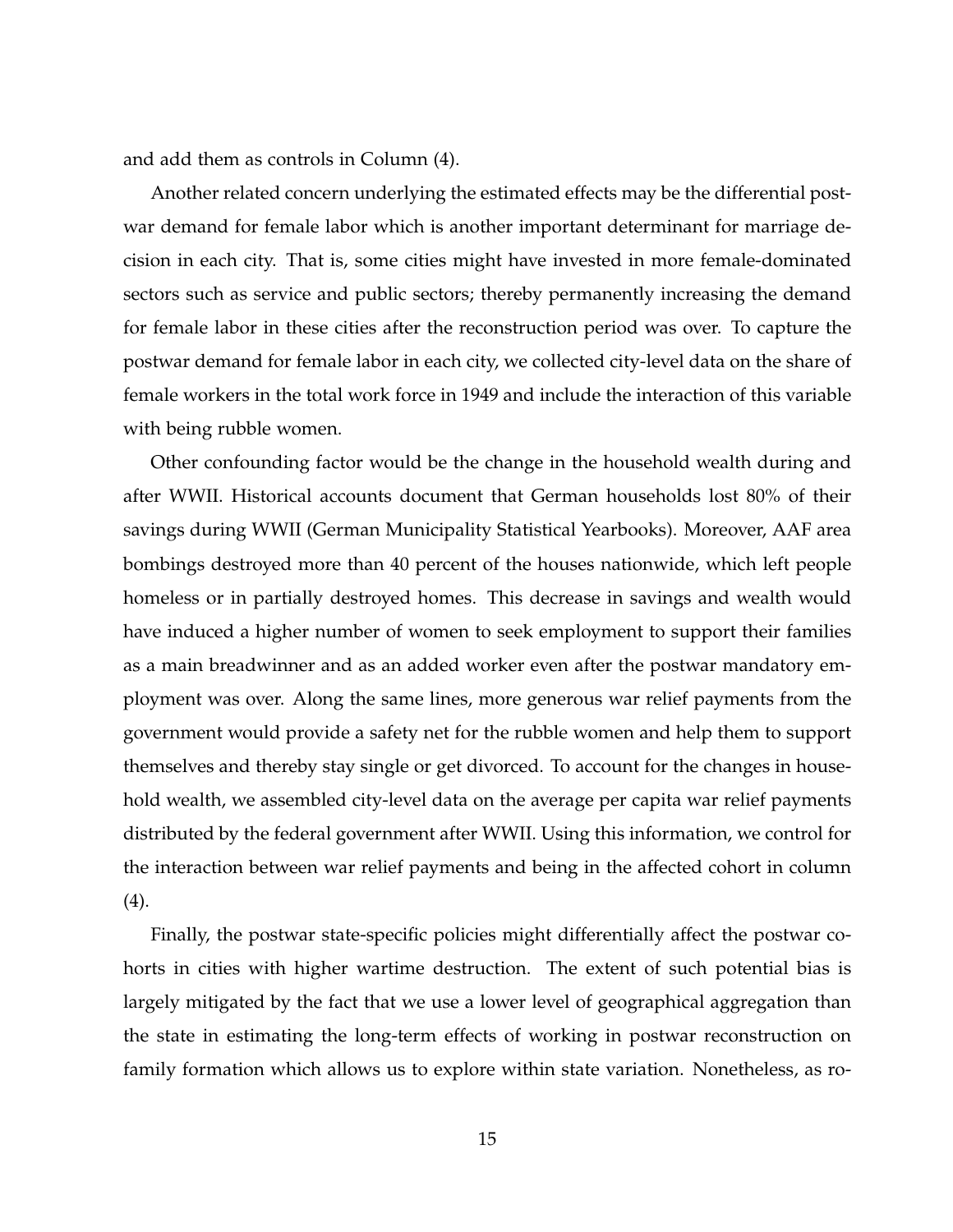and add them as controls in Column (4).

Another related concern underlying the estimated effects may be the differential postwar demand for female labor which is another important determinant for marriage decision in each city. That is, some cities might have invested in more female-dominated sectors such as service and public sectors; thereby permanently increasing the demand for female labor in these cities after the reconstruction period was over. To capture the postwar demand for female labor in each city, we collected city-level data on the share of female workers in the total work force in 1949 and include the interaction of this variable with being rubble women.

Other confounding factor would be the change in the household wealth during and after WWII. Historical accounts document that German households lost 80% of their savings during WWII (German Municipality Statistical Yearbooks). Moreover, AAF area bombings destroyed more than 40 percent of the houses nationwide, which left people homeless or in partially destroyed homes. This decrease in savings and wealth would have induced a higher number of women to seek employment to support their families as a main breadwinner and as an added worker even after the postwar mandatory employment was over. Along the same lines, more generous war relief payments from the government would provide a safety net for the rubble women and help them to support themselves and thereby stay single or get divorced. To account for the changes in household wealth, we assembled city-level data on the average per capita war relief payments distributed by the federal government after WWII. Using this information, we control for the interaction between war relief payments and being in the affected cohort in column (4).

Finally, the postwar state-specific policies might differentially affect the postwar cohorts in cities with higher wartime destruction. The extent of such potential bias is largely mitigated by the fact that we use a lower level of geographical aggregation than the state in estimating the long-term effects of working in postwar reconstruction on family formation which allows us to explore within state variation. Nonetheless, as ro-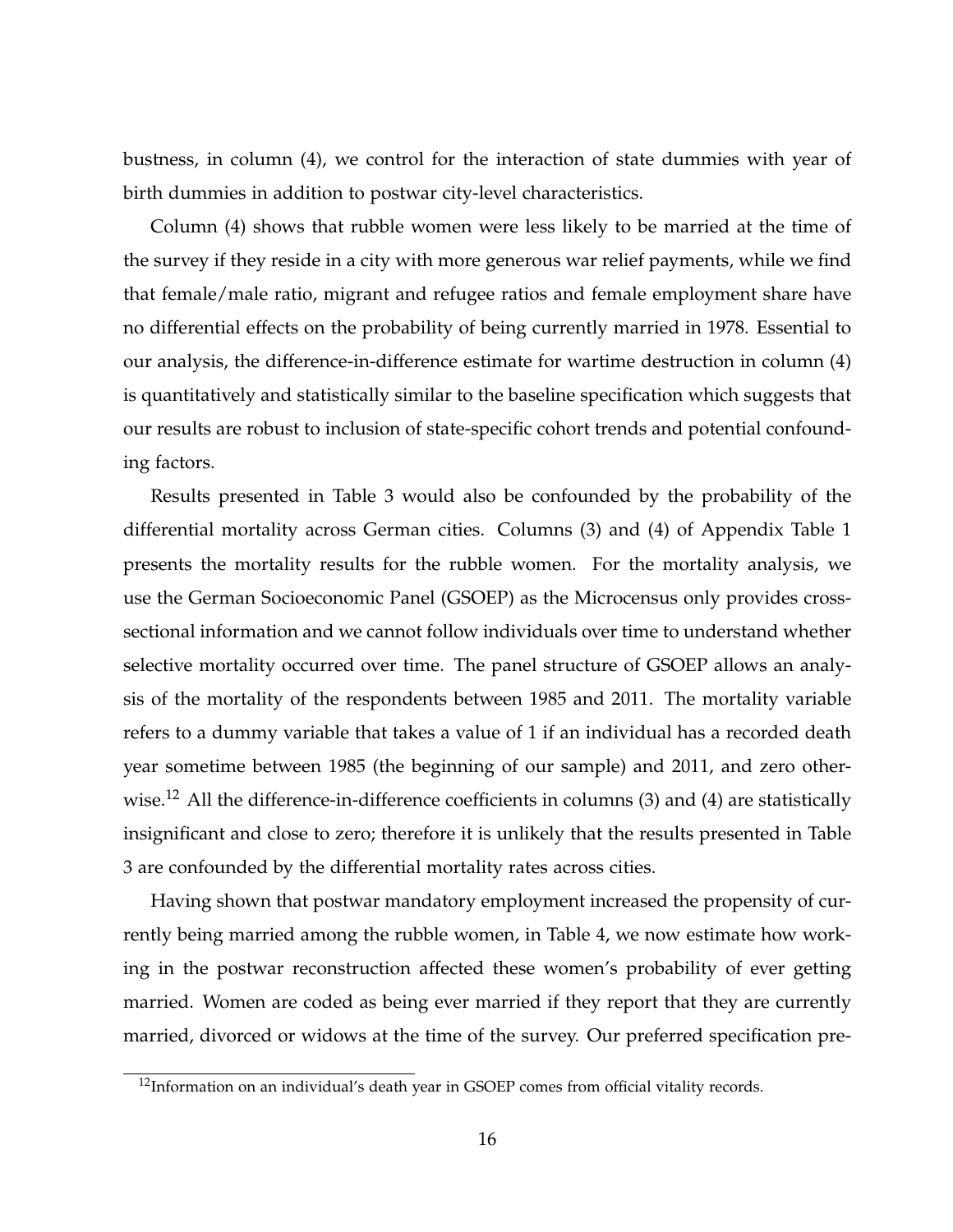bustness, in column (4), we control for the interaction of state dummies with year of birth dummies in addition to postwar city-level characteristics.

Column (4) shows that rubble women were less likely to be married at the time of the survey if they reside in a city with more generous war relief payments, while we find that female/male ratio, migrant and refugee ratios and female employment share have no differential effects on the probability of being currently married in 1978. Essential to our analysis, the difference-in-difference estimate for wartime destruction in column (4) is quantitatively and statistically similar to the baseline specification which suggests that our results are robust to inclusion of state-specific cohort trends and potential confounding factors.

Results presented in Table 3 would also be confounded by the probability of the differential mortality across German cities. Columns (3) and (4) of Appendix Table 1 presents the mortality results for the rubble women. For the mortality analysis, we use the German Socioeconomic Panel (GSOEP) as the Microcensus only provides cross-sectional information and we cannot follow individuals over time to understand whether selective mortality occurred over time. The panel structure of GSOEP allows an analysis of the mortality of the respondents between 1985 and 2011. The mortality variable refers to a dummy variable that takes a value of 1 if an individual has a recorded death year sometime between 1985 (the beginning of our sample) and 2011, and zero otherwise.[12] All the difference-in-difference coefficients in columns (3) and (4) are statistically insignificant and close to zero; therefore it is unlikely that the results presented in Table 3 are confounded by the differential mortality rates across cities.

Having shown that postwar mandatory employment increased the propensity of currently being married among the rubble women, in Table 4, we now estimate how working in the postwar reconstruction affected these women's probability of ever getting married. Women are coded as being ever married if they report that they are currently married, divorced or widows at the time of the survey. Our preferred specification pre-

[12] Information on an individual's death year in GSOEP comes from official vitality records.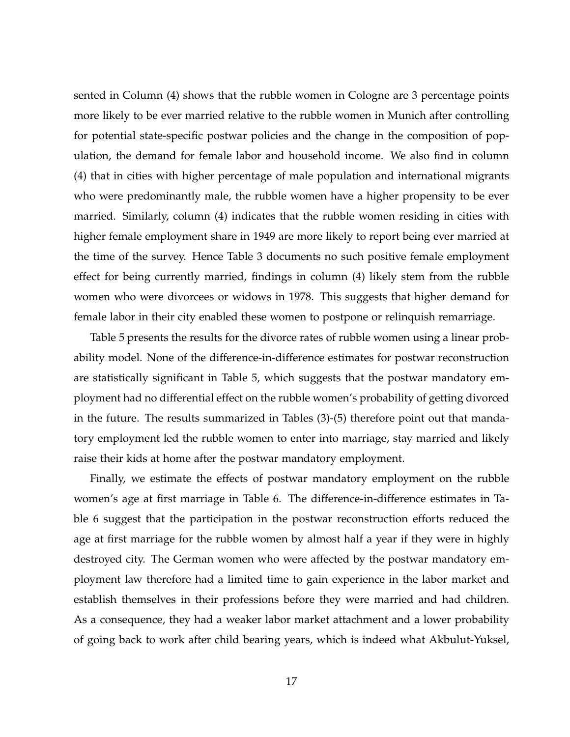sented in Column (4) shows that the rubble women in Cologne are 3 percentage points more likely to be ever married relative to the rubble women in Munich after controlling for potential state-specific postwar policies and the change in the composition of population, the demand for female labor and household income. We also find in column (4) that in cities with higher percentage of male population and international migrants who were predominantly male, the rubble women have a higher propensity to be ever married. Similarly, column (4) indicates that the rubble women residing in cities with higher female employment share in 1949 are more likely to report being ever married at the time of the survey. Hence Table 3 documents no such positive female employment effect for being currently married, findings in column (4) likely stem from the rubble women who were divorcees or widows in 1978. This suggests that higher demand for female labor in their city enabled these women to postpone or relinquish remarriage.

Table 5 presents the results for the divorce rates of rubble women using a linear probability model. None of the difference-in-difference estimates for postwar reconstruction are statistically significant in Table 5, which suggests that the postwar mandatory employment had no differential effect on the rubble women's probability of getting divorced in the future. The results summarized in Tables (3)-(5) therefore point out that mandatory employment led the rubble women to enter into marriage, stay married and likely raise their kids at home after the postwar mandatory employment.

Finally, we estimate the effects of postwar mandatory employment on the rubble women's age at first marriage in Table 6. The difference-in-difference estimates in Table 6 suggest that the participation in the postwar reconstruction efforts reduced the age at first marriage for the rubble women by almost half a year if they were in highly destroyed city. The German women who were affected by the postwar mandatory employment law therefore had a limited time to gain experience in the labor market and establish themselves in their professions before they were married and had children. As a consequence, they had a weaker labor market attachment and a lower probability of going back to work after child bearing years, which is indeed what Akbulut-Yuksel,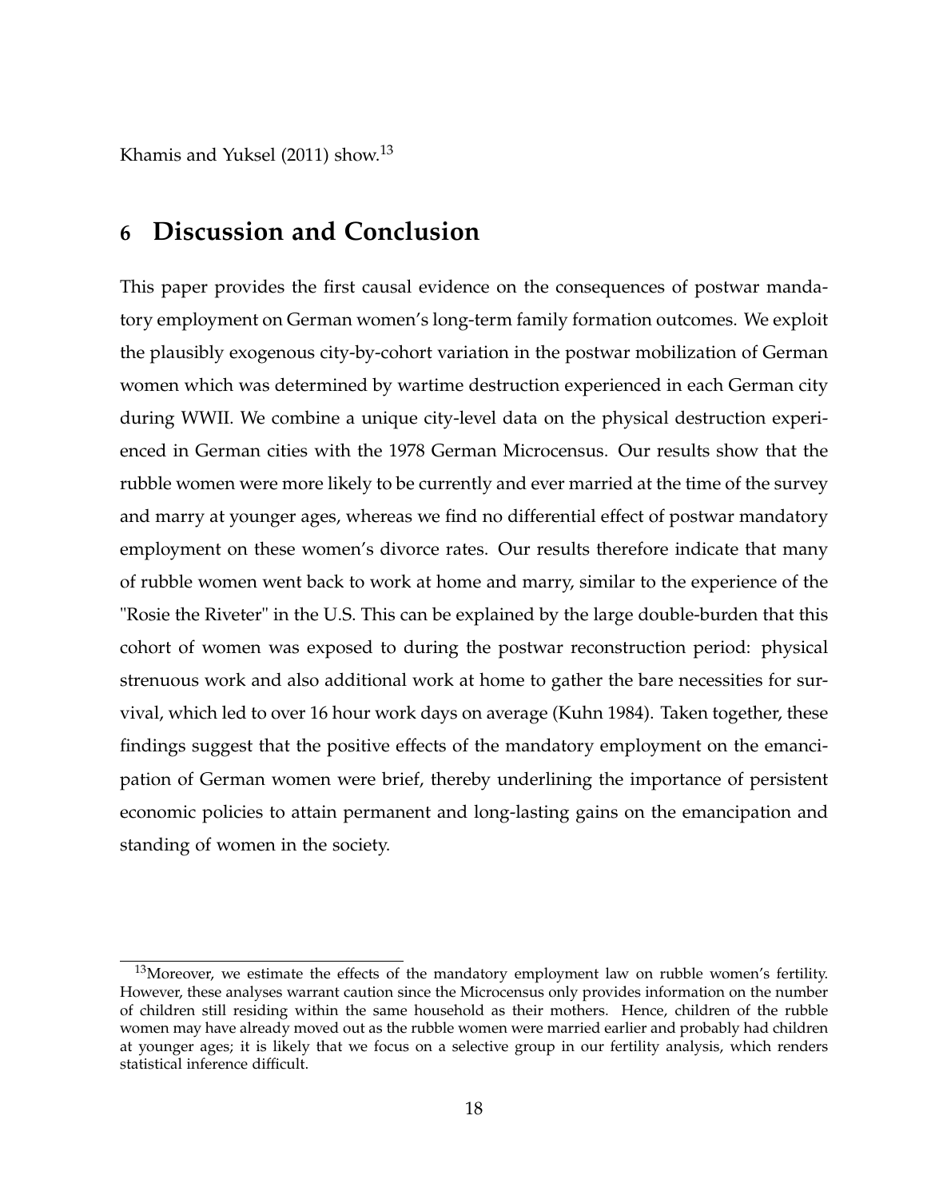Khamis and Yuksel (2011) show.[13]

## 6 Discussion and Conclusion

This paper provides the first causal evidence on the consequences of postwar mandatory employment on German women's long-term family formation outcomes. We exploit the plausibly exogenous city-by-cohort variation in the postwar mobilization of German women which was determined by wartime destruction experienced in each German city during WWII. We combine a unique city-level data on the physical destruction experienced in German cities with the 1978 German Microcensus. Our results show that the rubble women were more likely to be currently and ever married at the time of the survey and marry at younger ages, whereas we find no differential effect of postwar mandatory employment on these women's divorce rates. Our results therefore indicate that many of rubble women went back to work at home and marry, similar to the experience of the "Rosie the Riveter" in the U.S. This can be explained by the large double-burden that this cohort of women was exposed to during the postwar reconstruction period: physical strenuous work and also additional work at home to gather the bare necessities for survival, which led to over 16 hour work days on average (Kuhn 1984). Taken together, these findings suggest that the positive effects of the mandatory employment on the emancipation of German women were brief, thereby underlining the importance of persistent economic policies to attain permanent and long-lasting gains on the emancipation and standing of women in the society.

[13] Moreover, we estimate the effects of the mandatory employment law on rubble women's fertility. However, these analyses warrant caution since the Microcensus only provides information on the number of children still residing within the same household as their mothers. Hence, children of the rubble women may have already moved out as the rubble women were married earlier and probably had children at younger ages; it is likely that we focus on a selective group in our fertility analysis, which renders statistical inference difficult.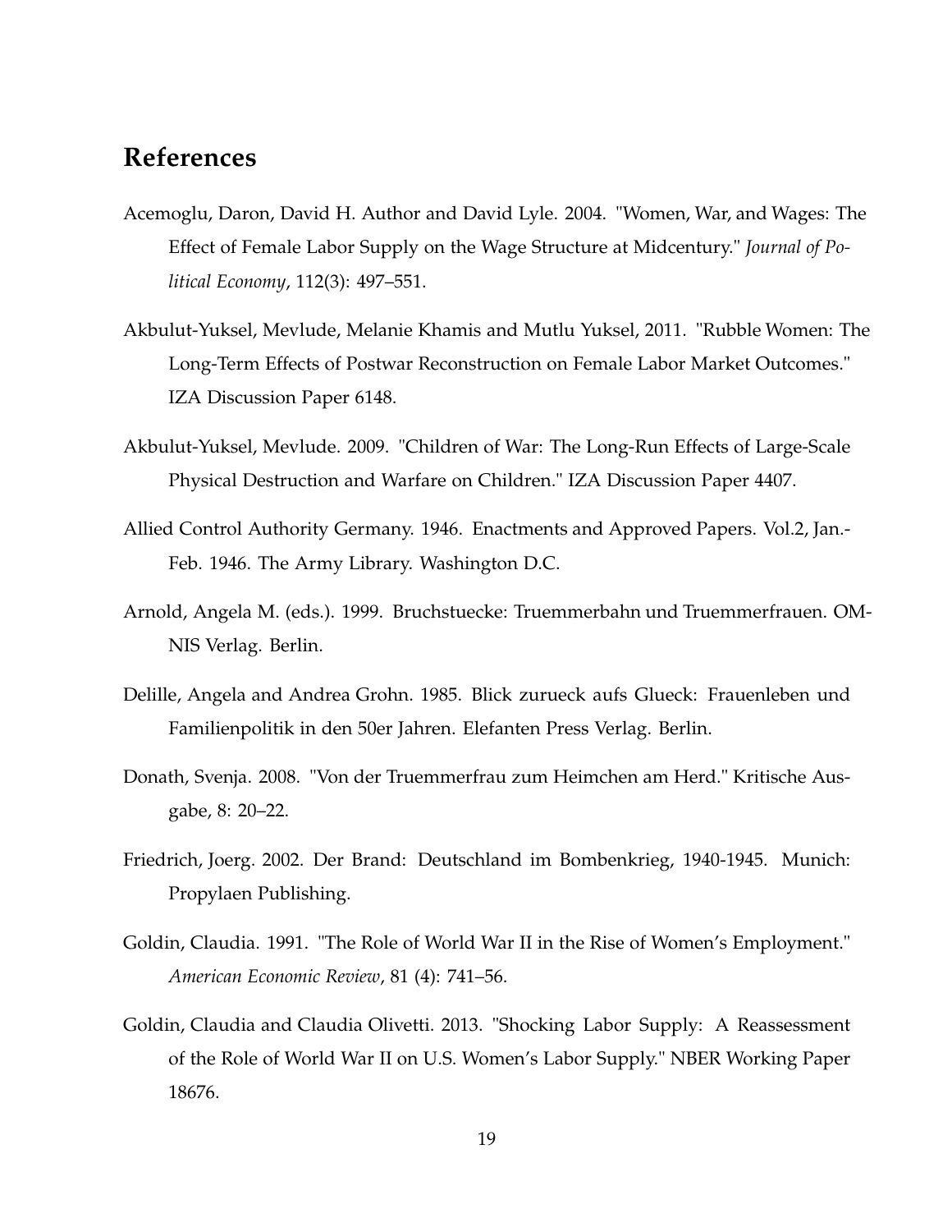## References

Acemoglu, Daron, David H. Author and David Lyle. 2004. "Women, War, and Wages: The Effect of Female Labor Supply on the Wage Structure at Midcentury." *Journal of Political Economy*, 112(3): 497–551.

Akbulut-Yuksel, Mevlude, Melanie Khamis and Mutlu Yuksel, 2011. "Rubble Women: The Long-Term Effects of Postwar Reconstruction on Female Labor Market Outcomes." IZA Discussion Paper 6148.

Akbulut-Yuksel, Mevlude. 2009. "Children of War: The Long-Run Effects of Large-Scale Physical Destruction and Warfare on Children." IZA Discussion Paper 4407.

Allied Control Authority Germany. 1946. Enactments and Approved Papers. Vol.2, Jan.-Feb. 1946. The Army Library. Washington D.C.

Arnold, Angela M. (eds.). 1999. Bruchstuecke: Truemmerbahn und Truemmerfrauen. OMNIS Verlag. Berlin.

Delille, Angela and Andrea Grohn. 1985. Blick zurueck aufs Glueck: Frauenleben und Familienpolitik in den 50er Jahren. Elefanten Press Verlag. Berlin.

Donath, Svenja. 2008. "Von der Truemmerfrau zum Heimchen am Herd." Kritische Ausgabe, 8: 20–22.

Friedrich, Joerg. 2002. Der Brand: Deutschland im Bombenkrieg, 1940-1945. Munich: Propylaen Publishing.

Goldin, Claudia. 1991. "The Role of World War II in the Rise of Women's Employment." *American Economic Review*, 81 (4): 741–56.

Goldin, Claudia and Claudia Olivetti. 2013. "Shocking Labor Supply: A Reassessment of the Role of World War II on U.S. Women's Labor Supply." NBER Working Paper 18676.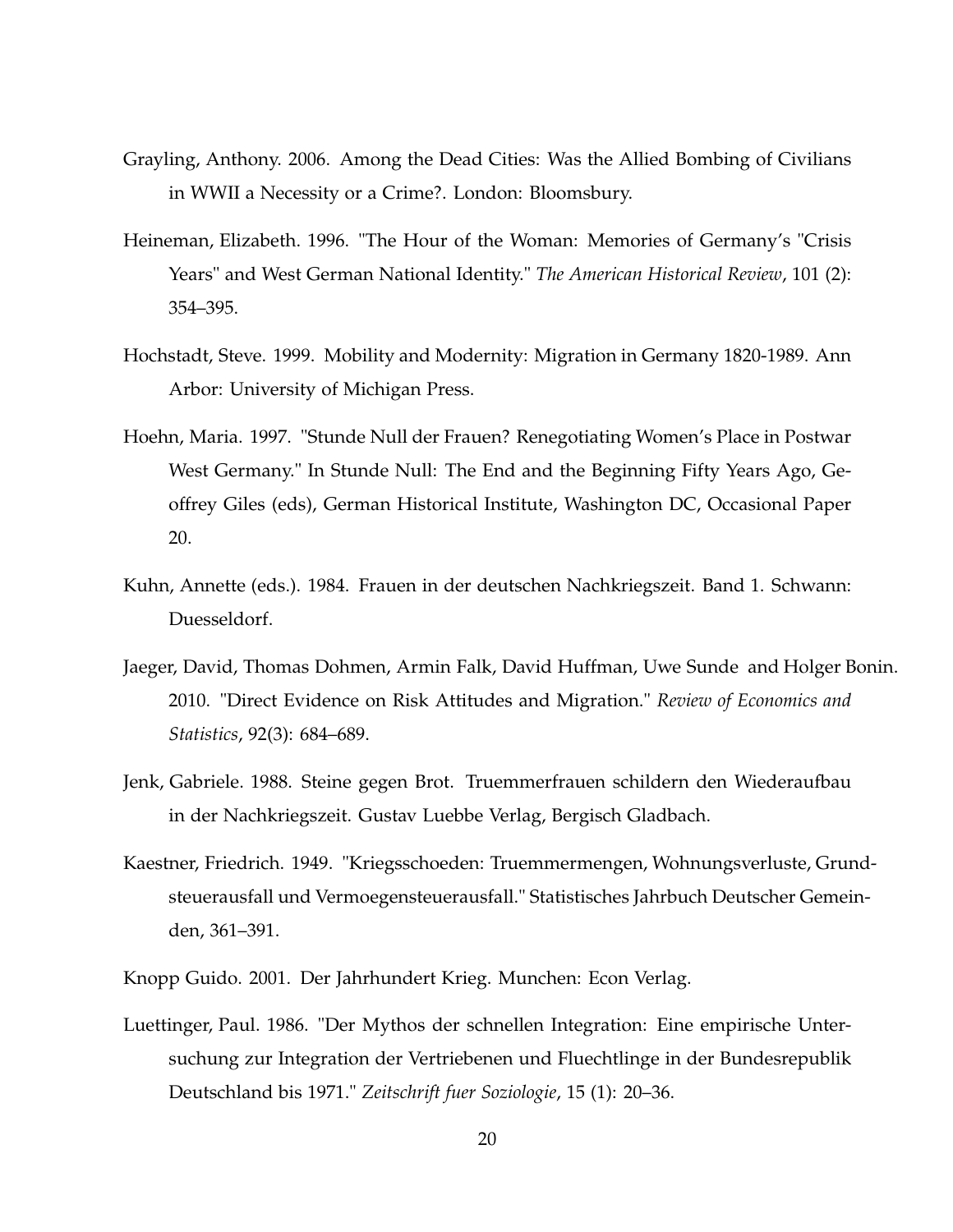Grayling, Anthony. 2006. Among the Dead Cities: Was the Allied Bombing of Civilians in WWII a Necessity or a Crime?. London: Bloomsbury.

Heineman, Elizabeth. 1996. "The Hour of the Woman: Memories of Germany's "Crisis Years" and West German National Identity." *The American Historical Review*, 101 (2): 354–395.

Hochstadt, Steve. 1999. Mobility and Modernity: Migration in Germany 1820-1989. Ann Arbor: University of Michigan Press.

Hoehn, Maria. 1997. "Stunde Null der Frauen? Renegotiating Women's Place in Postwar West Germany." In Stunde Null: The End and the Beginning Fifty Years Ago, Geoffrey Giles (eds), German Historical Institute, Washington DC, Occasional Paper 20.

Kuhn, Annette (eds.). 1984. Frauen in der deutschen Nachkriegszeit. Band 1. Schwann: Duesseldorf.

Jaeger, David, Thomas Dohmen, Armin Falk, David Huffman, Uwe Sunde and Holger Bonin. 2010. "Direct Evidence on Risk Attitudes and Migration." *Review of Economics and Statistics*, 92(3): 684–689.

Jenk, Gabriele. 1988. Steine gegen Brot. Truemmerfrauen schildern den Wiederaufbau in der Nachkriegszeit. Gustav Luebbe Verlag, Bergisch Gladbach.

Kaestner, Friedrich. 1949. "Kriegsschoeden: Truemmermengen, Wohnungsverluste, Grundsteuerausfall und Vermoegensteuerausfall." Statistisches Jahrbuch Deutscher Gemeinden, 361–391.

Knopp Guido. 2001. Der Jahrhundert Krieg. Munchen: Econ Verlag.

Luettinger, Paul. 1986. "Der Mythos der schnellen Integration: Eine empirische Untersuchung zur Integration der Vertriebenen und Fluechtlinge in der Bundesrepublik Deutschland bis 1971." *Zeitschrift fuer Soziologie*, 15 (1): 20–36.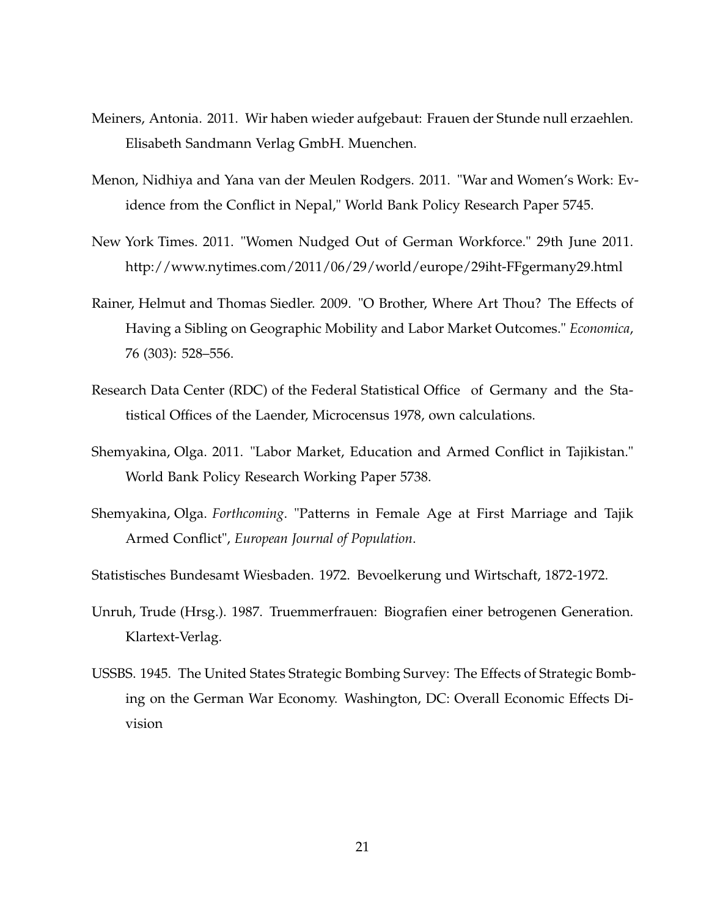Meiners, Antonia. 2011. Wir haben wieder aufgebaut: Frauen der Stunde null erzaehlen. Elisabeth Sandmann Verlag GmbH. Muenchen.

Menon, Nidhiya and Yana van der Meulen Rodgers. 2011. "War and Women's Work: Evidence from the Conflict in Nepal," World Bank Policy Research Paper 5745.

New York Times. 2011. "Women Nudged Out of German Workforce." 29th June 2011. http://www.nytimes.com/2011/06/29/world/europe/29iht-FFgermany29.html

Rainer, Helmut and Thomas Siedler. 2009. "O Brother, Where Art Thou? The Effects of Having a Sibling on Geographic Mobility and Labor Market Outcomes." *Economica*, 76 (303): 528–556.

Research Data Center (RDC) of the Federal Statistical Office of Germany and the Statistical Offices of the Laender, Microcensus 1978, own calculations.

Shemyakina, Olga. 2011. "Labor Market, Education and Armed Conflict in Tajikistan." World Bank Policy Research Working Paper 5738.

Shemyakina, Olga. *Forthcoming*. "Patterns in Female Age at First Marriage and Tajik Armed Conflict", *European Journal of Population*.

Statistisches Bundesamt Wiesbaden. 1972. Bevoelkerung und Wirtschaft, 1872-1972.

Unruh, Trude (Hrsg.). 1987. Truemmerfrauen: Biografien einer betrogenen Generation. Klartext-Verlag.

USSBS. 1945. The United States Strategic Bombing Survey: The Effects of Strategic Bombing on the German War Economy. Washington, DC: Overall Economic Effects Division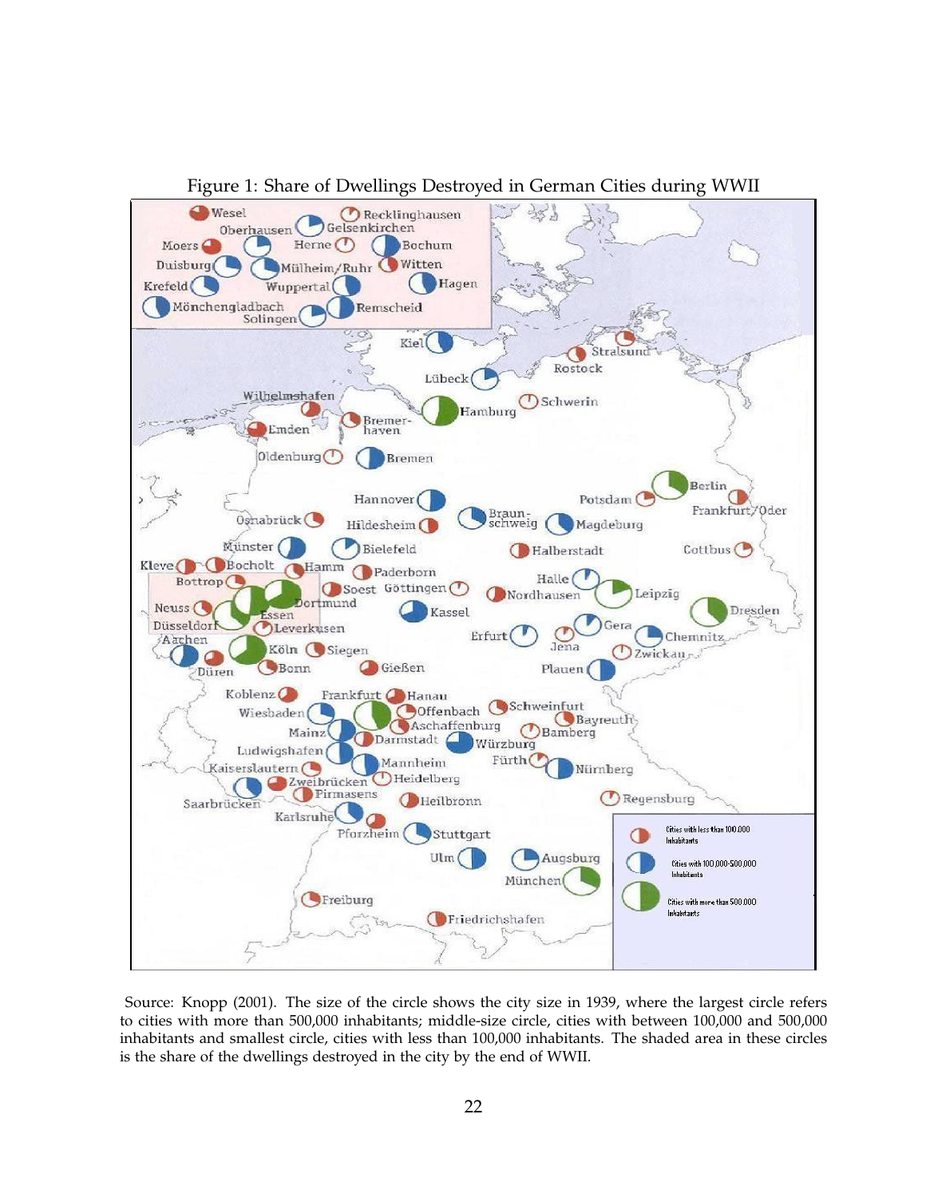Figure 1: Share of Dwellings Destroyed in German Cities during WWII

Source: Knopp (2001). The size of the circle shows the city size in 1939, where the largest circle refers to cities with more than 500,000 inhabitants; middle-size circle, cities with between 100,000 and 500,000 inhabitants and smallest circle, cities with less than 100,000 inhabitants. The shaded area in these circles is the share of the dwellings destroyed in the city by the end of WWII.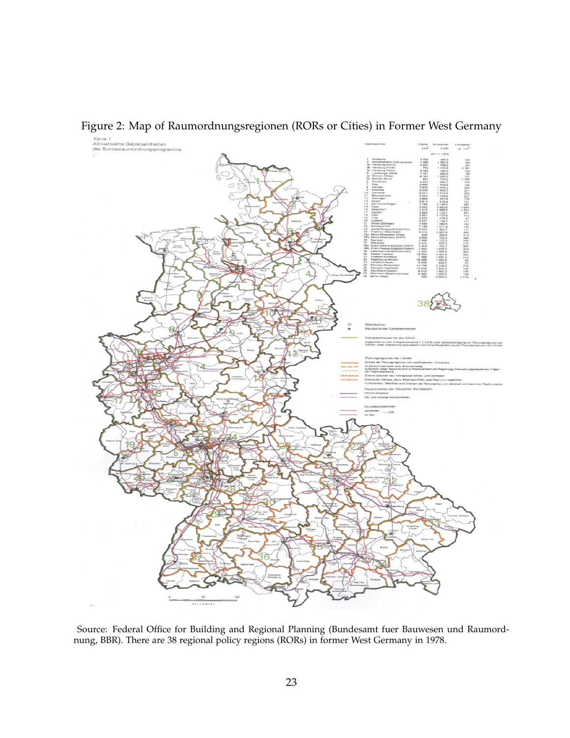Figure 2: Map of Raumordnungsregionen (RORs or Cities) in Former West Germany

Source: Federal Office for Building and Regional Planning (Bundesamt fuer Bauwesen und Raumordnung, BBR). There are 38 regional policy regions (RORs) in former West Germany in 1978.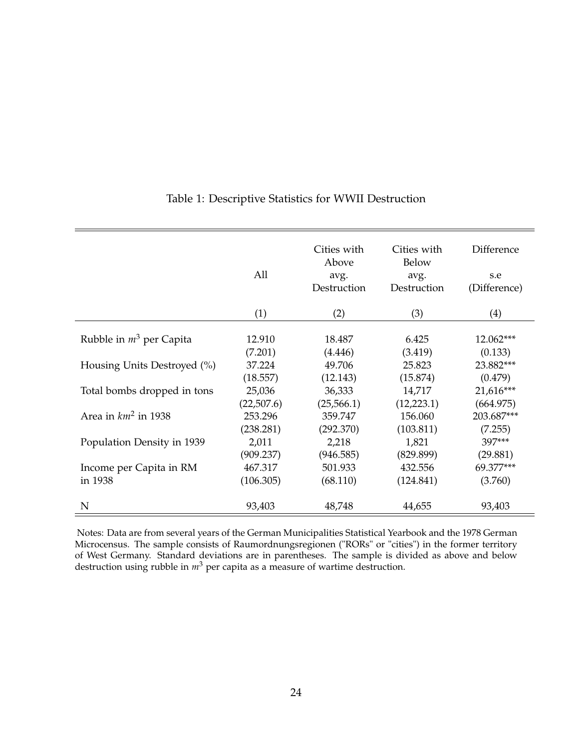Table 1: Descriptive Statistics for WWII Destruction

| | All | Cities with Above avg. Destruction | Cities with Below avg. Destruction | Difference s.e (Difference) |
|---|---|---|---|---|
| | (1) | (2) | (3) | (4) |
| Rubble in $m^3$ per Capita | 12.910 | 18.487 | 6.425 | 12.062*** |
| | (7.201) | (4.446) | (3.419) | (0.133) |
| Housing Units Destroyed (%) | 37.224 | 49.706 | 25.823 | 23.882*** |
| | (18.557) | (12.143) | (15.874) | (0.479) |
| Total bombs dropped in tons | 25,036 | 36,333 | 14,717 | 21,616*** |
| | (22,507.6) | (25,566.1) | (12,223.1) | (664.975) |
| Area in $km^2$ in 1938 | 253.296 | 359.747 | 156.060 | 203.687*** |
| | (238.281) | (292.370) | (103.811) | (7.255) |
| Population Density in 1939 | 2,011 | 2,218 | 1,821 | 397*** |
| | (909.237) | (946.585) | (829.899) | (29.881) |
| Income per Capita in RM in 1938 | 467.317 | 501.933 | 432.556 | 69.377*** |
| | (106.305) | (68.110) | (124.841) | (3.760) |
| N | 93,403 | 48,748 | 44,655 | 93,403 |

Notes: Data are from several years of the German Municipalities Statistical Yearbook and the 1978 German Microcensus. The sample consists of Raumordnungsregionen ("RORs" or "cities") in the former territory of West Germany. Standard deviations are in parentheses. The sample is divided as above and below destruction using rubble in $m^3$ per capita as a measure of wartime destruction.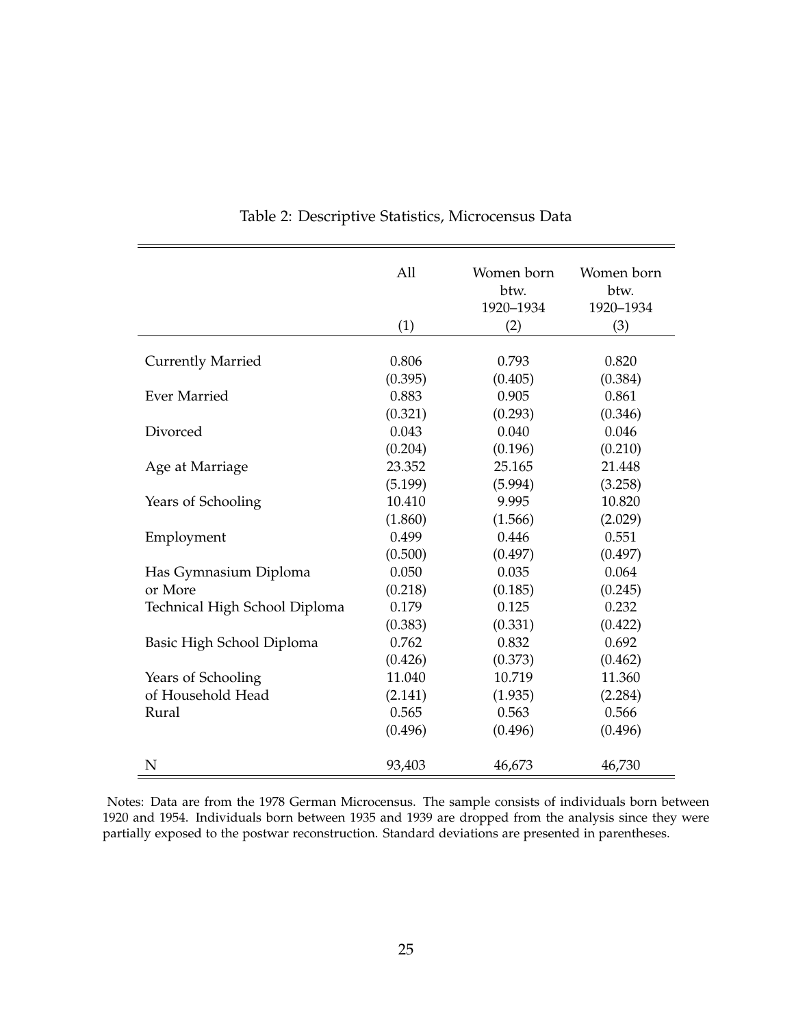Table 2: Descriptive Statistics, Microcensus Data

| | All | Women born btw. 1920–1934 | Women born btw. 1920–1934 |
|---|---|---|---|
| | (1) | (2) | (3) |
| Currently Married | 0.806 | 0.793 | 0.820 |
| | (0.395) | (0.405) | (0.384) |
| Ever Married | 0.883 | 0.905 | 0.861 |
| | (0.321) | (0.293) | (0.346) |
| Divorced | 0.043 | 0.040 | 0.046 |
| | (0.204) | (0.196) | (0.210) |
| Age at Marriage | 23.352 | 25.165 | 21.448 |
| | (5.199) | (5.994) | (3.258) |
| Years of Schooling | 10.410 | 9.995 | 10.820 |
| | (1.860) | (1.566) | (2.029) |
| Employment | 0.499 | 0.446 | 0.551 |
| | (0.500) | (0.497) | (0.497) |
| Has Gymnasium Diploma or More | 0.050 | 0.035 | 0.064 |
| | (0.218) | (0.185) | (0.245) |
| Technical High School Diploma | 0.179 | 0.125 | 0.232 |
| | (0.383) | (0.331) | (0.422) |
| Basic High School Diploma | 0.762 | 0.832 | 0.692 |
| | (0.426) | (0.373) | (0.462) |
| Years of Schooling of Household Head | 11.040 | 10.719 | 11.360 |
| | (2.141) | (1.935) | (2.284) |
| Rural | 0.565 | 0.563 | 0.566 |
| | (0.496) | (0.496) | (0.496) |
| N | 93,403 | 46,673 | 46,730 |

Notes: Data are from the 1978 German Microcensus. The sample consists of individuals born between 1920 and 1954. Individuals born between 1935 and 1939 are dropped from the analysis since they were partially exposed to the postwar reconstruction. Standard deviations are presented in parentheses.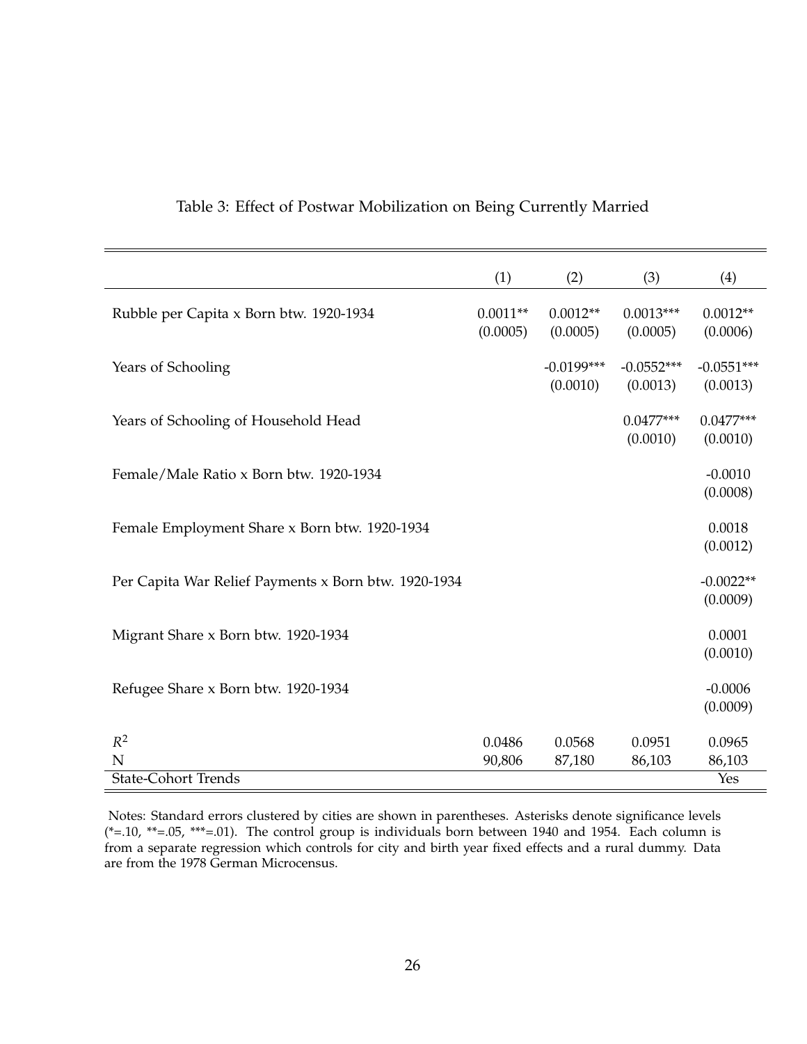Table 3: Effect of Postwar Mobilization on Being Currently Married

| | (1) | (2) | (3) | (4) |
|---|---|---|---|---|
| Rubble per Capita x Born btw. 1920-1934 | 0.0011** | 0.0012** | 0.0013*** | 0.0012** |
| | (0.0005) | (0.0005) | (0.0005) | (0.0006) |
| Years of Schooling | | -0.0199*** | -0.0552*** | -0.0551*** |
| | | (0.0010) | (0.0013) | (0.0013) |
| Years of Schooling of Household Head | | | 0.0477*** | 0.0477*** |
| | | | (0.0010) | (0.0010) |
| Female/Male Ratio x Born btw. 1920-1934 | | | | -0.0010 |
| | | | | (0.0008) |
| Female Employment Share x Born btw. 1920-1934 | | | | 0.0018 |
| | | | | (0.0012) |
| Per Capita War Relief Payments x Born btw. 1920-1934 | | | | -0.0022** |
| | | | | (0.0009) |
| Migrant Share x Born btw. 1920-1934 | | | | 0.0001 |
| | | | | (0.0010) |
| Refugee Share x Born btw. 1920-1934 | | | | -0.0006 |
| | | | | (0.0009) |
| $R^2$ | 0.0486 | 0.0568 | 0.0951 | 0.0965 |
| N | 90,806 | 87,180 | 86,103 | 86,103 |
| State-Cohort Trends | | | | Yes |

Notes: Standard errors clustered by cities are shown in parentheses. Asterisks denote significance levels (*=.10, **=.05, ***=.01). The control group is individuals born between 1940 and 1954. Each column is from a separate regression which controls for city and birth year fixed effects and a rural dummy. Data are from the 1978 German Microcensus.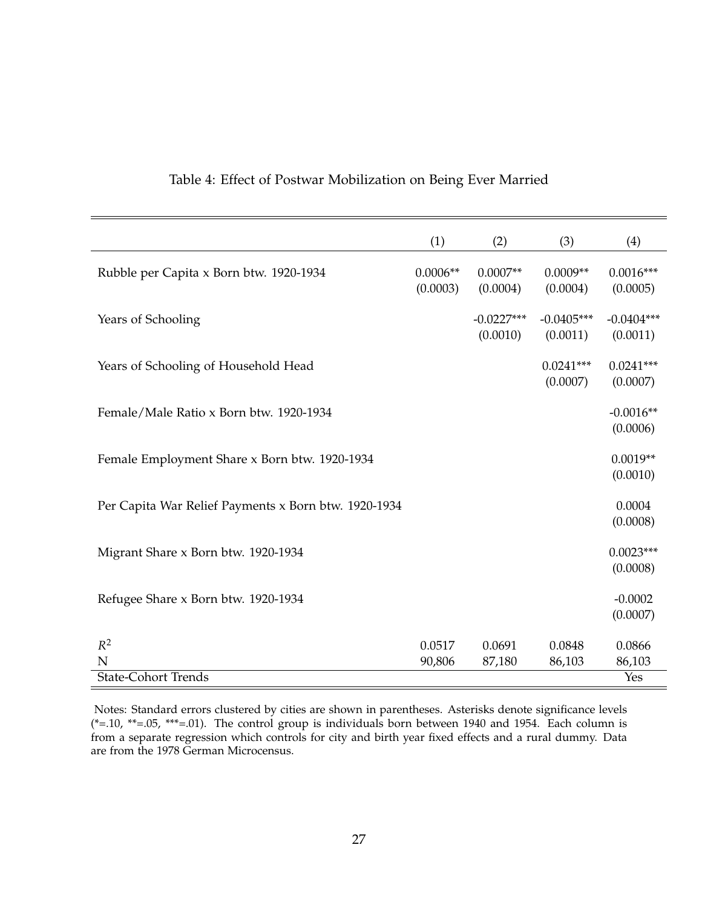Table 4: Effect of Postwar Mobilization on Being Ever Married

| | (1) | (2) | (3) | (4) |
|---|---|---|---|---|
| Rubble per Capita x Born btw. 1920-1934 | 0.0006** | 0.0007** | 0.0009** | 0.0016*** |
| | (0.0003) | (0.0004) | (0.0004) | (0.0005) |
| Years of Schooling | | -0.0227*** | -0.0405*** | -0.0404*** |
| | | (0.0010) | (0.0011) | (0.0011) |
| Years of Schooling of Household Head | | | 0.0241*** | 0.0241*** |
| | | | (0.0007) | (0.0007) |
| Female/Male Ratio x Born btw. 1920-1934 | | | | -0.0016** |
| | | | | (0.0006) |
| Female Employment Share x Born btw. 1920-1934 | | | | 0.0019** |
| | | | | (0.0010) |
| Per Capita War Relief Payments x Born btw. 1920-1934 | | | | 0.0004 |
| | | | | (0.0008) |
| Migrant Share x Born btw. 1920-1934 | | | | 0.0023*** |
| | | | | (0.0008) |
| Refugee Share x Born btw. 1920-1934 | | | | -0.0002 |
| | | | | (0.0007) |
| $R^2$ | 0.0517 | 0.0691 | 0.0848 | 0.0866 |
| N | 90,806 | 87,180 | 86,103 | 86,103 |
| State-Cohort Trends | | | | Yes |

Notes: Standard errors clustered by cities are shown in parentheses. Asterisks denote significance levels (*=.10, **=.05, ***=.01). The control group is individuals born between 1940 and 1954. Each column is from a separate regression which controls for city and birth year fixed effects and a rural dummy. Data are from the 1978 German Microcensus.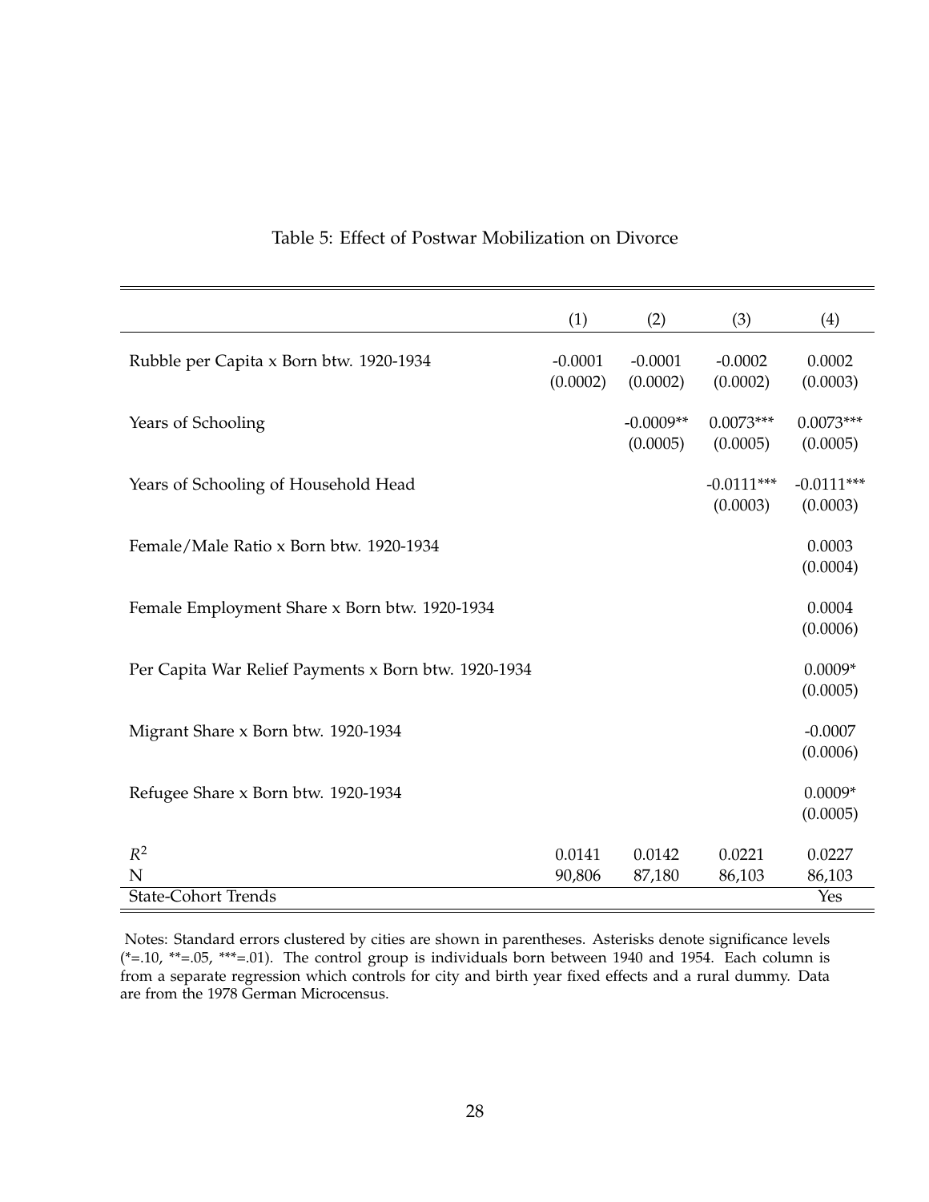Table 5: Effect of Postwar Mobilization on Divorce

| | (1) | (2) | (3) | (4) |
|---|---|---|---|---|
| Rubble per Capita x Born btw. 1920-1934 | -0.0001 | -0.0001 | -0.0002 | 0.0002 |
| | (0.0002) | (0.0002) | (0.0002) | (0.0003) |
| Years of Schooling | | -0.0009** | 0.0073*** | 0.0073*** |
| | | (0.0005) | (0.0005) | (0.0005) |
| Years of Schooling of Household Head | | | -0.0111*** | -0.0111*** |
| | | | (0.0003) | (0.0003) |
| Female/Male Ratio x Born btw. 1920-1934 | | | | 0.0003 |
| | | | | (0.0004) |
| Female Employment Share x Born btw. 1920-1934 | | | | 0.0004 |
| | | | | (0.0006) |
| Per Capita War Relief Payments x Born btw. 1920-1934 | | | | 0.0009* |
| | | | | (0.0005) |
| Migrant Share x Born btw. 1920-1934 | | | | -0.0007 |
| | | | | (0.0006) |
| Refugee Share x Born btw. 1920-1934 | | | | 0.0009* |
| | | | | (0.0005) |
| $R^2$ | 0.0141 | 0.0142 | 0.0221 | 0.0227 |
| N | 90,806 | 87,180 | 86,103 | 86,103 |
| State-Cohort Trends | | | | Yes |

Notes: Standard errors clustered by cities are shown in parentheses. Asterisks denote significance levels (*=.10, **=.05, ***=.01). The control group is individuals born between 1940 and 1954. Each column is from a separate regression which controls for city and birth year fixed effects and a rural dummy. Data are from the 1978 German Microcensus.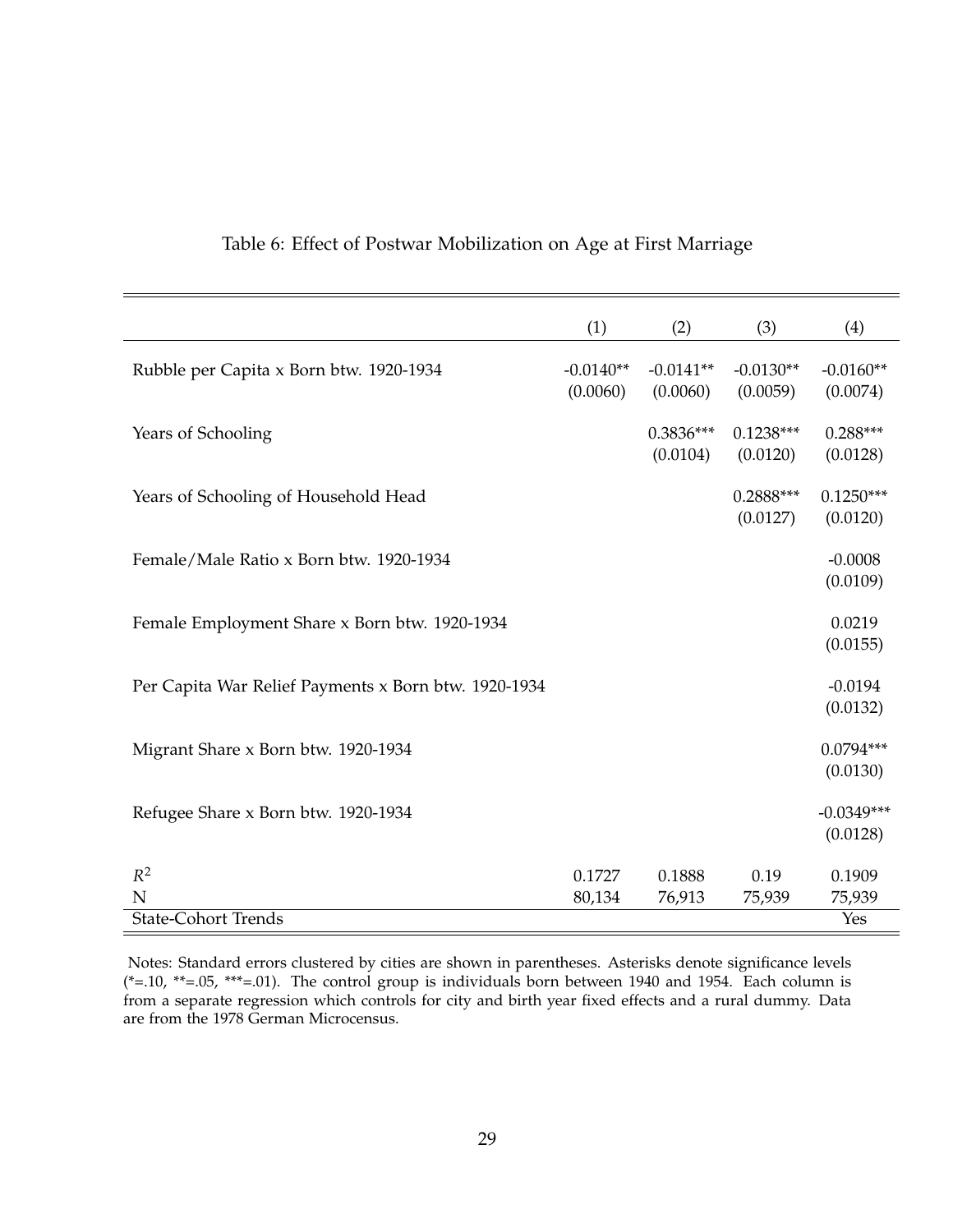Table 6: Effect of Postwar Mobilization on Age at First Marriage

| | (1) | (2) | (3) | (4) |
|---|---|---|---|---|
| Rubble per Capita x Born btw. 1920-1934 | -0.0140** | -0.0141** | -0.0130** | -0.0160** |
| | (0.0060) | (0.0060) | (0.0059) | (0.0074) |
| Years of Schooling | | 0.3836*** | 0.1238*** | 0.288*** |
| | | (0.0104) | (0.0120) | (0.0128) |
| Years of Schooling of Household Head | | | 0.2888*** | 0.1250*** |
| | | | (0.0127) | (0.0120) |
| Female/Male Ratio x Born btw. 1920-1934 | | | | -0.0008 |
| | | | | (0.0109) |
| Female Employment Share x Born btw. 1920-1934 | | | | 0.0219 |
| | | | | (0.0155) |
| Per Capita War Relief Payments x Born btw. 1920-1934 | | | | -0.0194 |
| | | | | (0.0132) |
| Migrant Share x Born btw. 1920-1934 | | | | 0.0794*** |
| | | | | (0.0130) |
| Refugee Share x Born btw. 1920-1934 | | | | -0.0349*** |
| | | | | (0.0128) |
| $R^2$ | 0.1727 | 0.1888 | 0.19 | 0.1909 |
| N | 80,134 | 76,913 | 75,939 | 75,939 |
| State-Cohort Trends | | | | Yes |

Notes: Standard errors clustered by cities are shown in parentheses. Asterisks denote significance levels (*=.10, **=.05, ***=.01). The control group is individuals born between 1940 and 1954. Each column is from a separate regression which controls for city and birth year fixed effects and a rural dummy. Data are from the 1978 German Microcensus.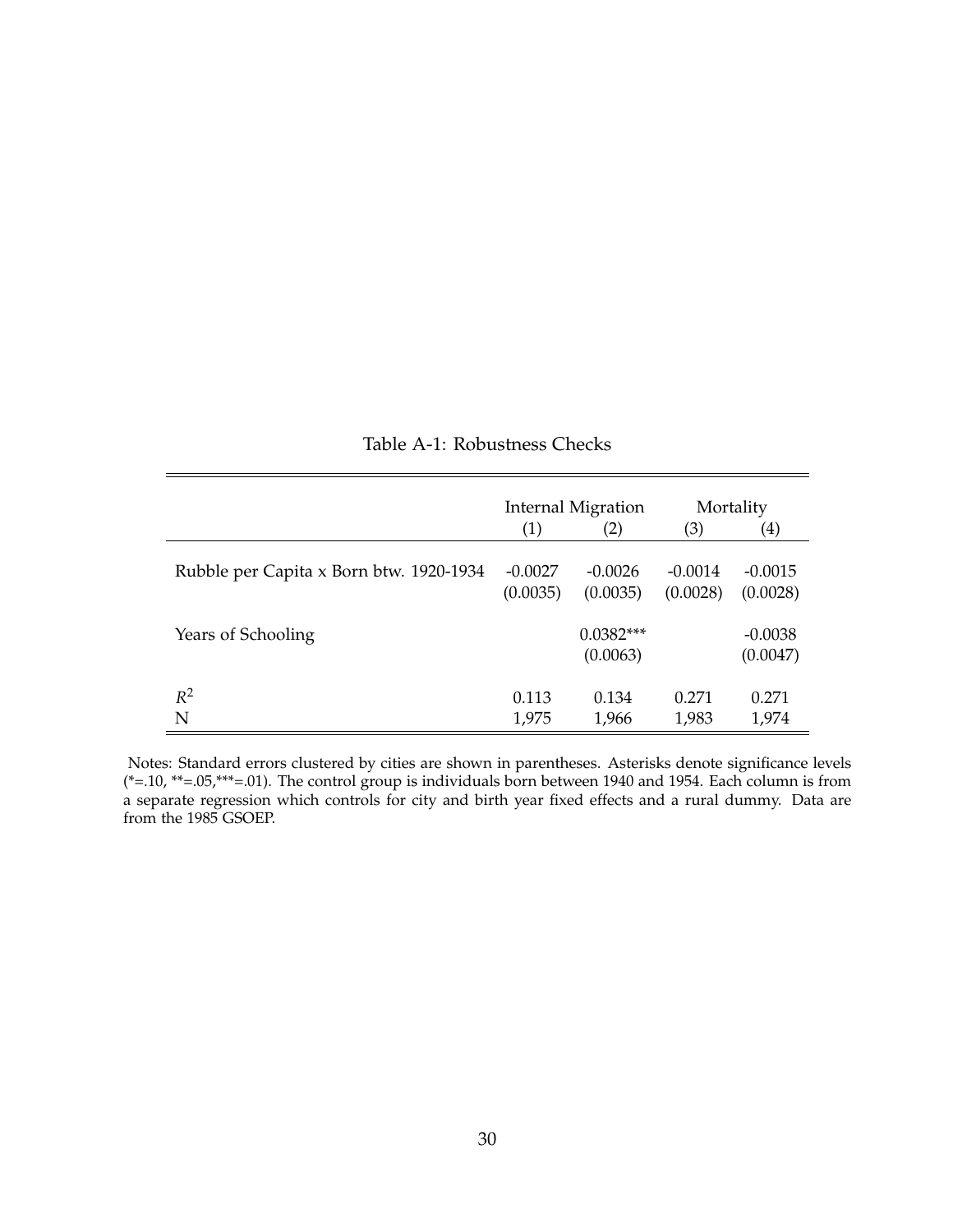Table A-1: Robustness Checks

| | Internal Migration | | Mortality | |
|---|---|---|---|---|
| | (1) | (2) | (3) | (4) |
| Rubble per Capita x Born btw. 1920-1934 | -0.0027 | -0.0026 | -0.0014 | -0.0015 |
| | (0.0035) | (0.0035) | (0.0028) | (0.0028) |
| Years of Schooling | | 0.0382*** | | -0.0038 |
| | | (0.0063) | | (0.0047) |
| $R^2$ | 0.113 | 0.134 | 0.271 | 0.271 |
| N | 1,975 | 1,966 | 1,983 | 1,974 |

Notes: Standard errors clustered by cities are shown in parentheses. Asterisks denote significance levels (*=.10, **=.05,***=.01). The control group is individuals born between 1940 and 1954. Each column is from a separate regression which controls for city and birth year fixed effects and a rural dummy. Data are from the 1985 GSOEP.